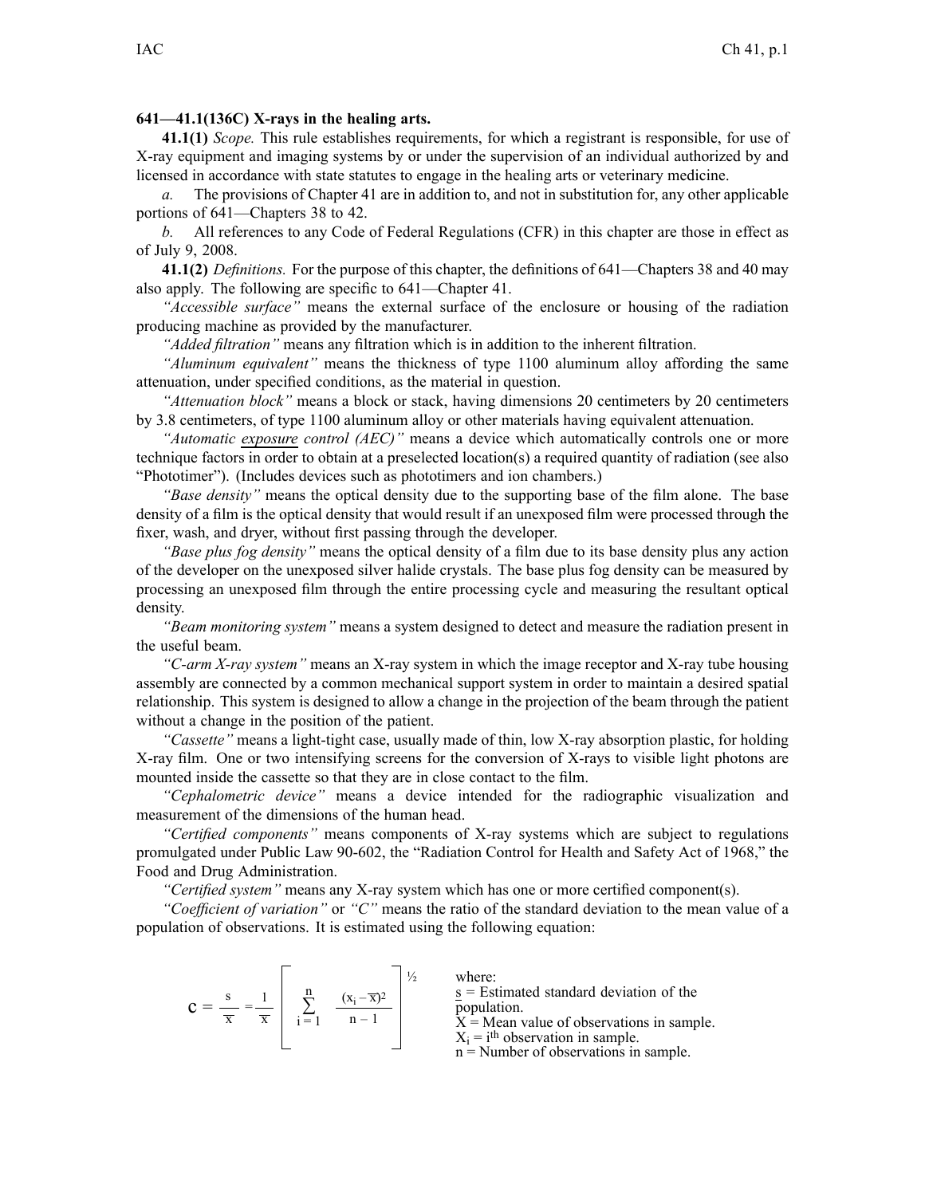**641—41.1(136C) X-rays in the healing arts.**

**41.1(1)** *Scope.* This rule establishes requirements, for which a registrant is responsible, for use of X-ray equipment and imaging systems by or under the supervision of an individual authorized by and licensed in accordance with state statutes to engage in the healing arts or veterinary medicine.

*a.* The provisions of Chapter 41 are in addition to, and not in substitution for, any other applicable portions of 641—Chapters 38 to 42.

*b.* All references to any Code of Federal Regulations (CFR) in this chapter are those in effect as of July 9, 2008.

**41.1(2)** *Definitions.* For the purpose of this chapter, the definitions of 641—Chapters 38 and 40 may also apply. The following are specific to 641—Chapter 41.

*"Accessible surface"* means the external surface of the enclosure or housing of the radiation producing machine as provided by the manufacturer.

*"Added filtration"* means any filtration which is in addition to the inherent filtration.

*"Aluminum equivalent"* means the thickness of type 1100 aluminum alloy affording the same attenuation, under specified conditions, as the material in question.

*"Attenuation block"* means a block or stack, having dimensions 20 centimeters by 20 centimeters by 3.8 centimeters, of type 1100 aluminum alloy or other materials having equivalent attenuation.

*"Automatic exposure control (AEC)"* means a device which automatically controls one or more technique factors in order to obtain at a preselected location(s) a required quantity of radiation (see also "Phototimer"). (Includes devices such as phototimers and ion chambers.)

*"Base density"* means the optical density due to the supporting base of the film alone. The base density of a film is the optical density that would result if an unexposed film were processed through the fixer, wash, and dryer, without first passing through the developer.

*"Base plus fog density"* means the optical density of a film due to its base density plus any action of the developer on the unexposed silver halide crystals. The base plus fog density can be measured by processing an unexposed film through the entire processing cycle and measuring the resultant optical density.

*"Beam monitoring system"* means a system designed to detect and measure the radiation present in the useful beam.

*"C-arm X-ray system"* means an X-ray system in which the image receptor and X-ray tube housing assembly are connected by a common mechanical support system in order to maintain a desired spatial relationship. This system is designed to allow a change in the projection of the beam through the patient without a change in the position of the patient.

*"Cassette"* means a light-tight case, usually made of thin, low X-ray absorption plastic, for holding X-ray film. One or two intensifying screens for the conversion of X-rays to visible light photons are mounted inside the cassette so that they are in close contact to the film.

*"Cephalometric device"* means a device intended for the radiographic visualization and measurement of the dimensions of the human head.

*"Certified components"* means components of X-ray systems which are subject to regulations promulgated under Public Law 90-602, the "Radiation Control for Health and Safety Act of 1968," the Food and Drug Administration.

*"Certified system"* means any X-ray system which has one or more certified component(s).

*"Coefficient of variation"* or *"C"* means the ratio of the standard deviation to the mean value of a population of observations. It is estimated using the following equation:

$$C = \frac{s}{\overline{X}} = \frac{1}{\overline{X}}\left[\sum_{i=1}^{n}\frac{(X_i - \overline{X})^2}{n-1}\right]^{1/2}$$

where:
$s$ = Estimated standard deviation of the population.
$\overline{X}$ = Mean value of observations in sample.
$X_i$ = $i^{th}$ observation in sample.
$n$ = Number of observations in sample.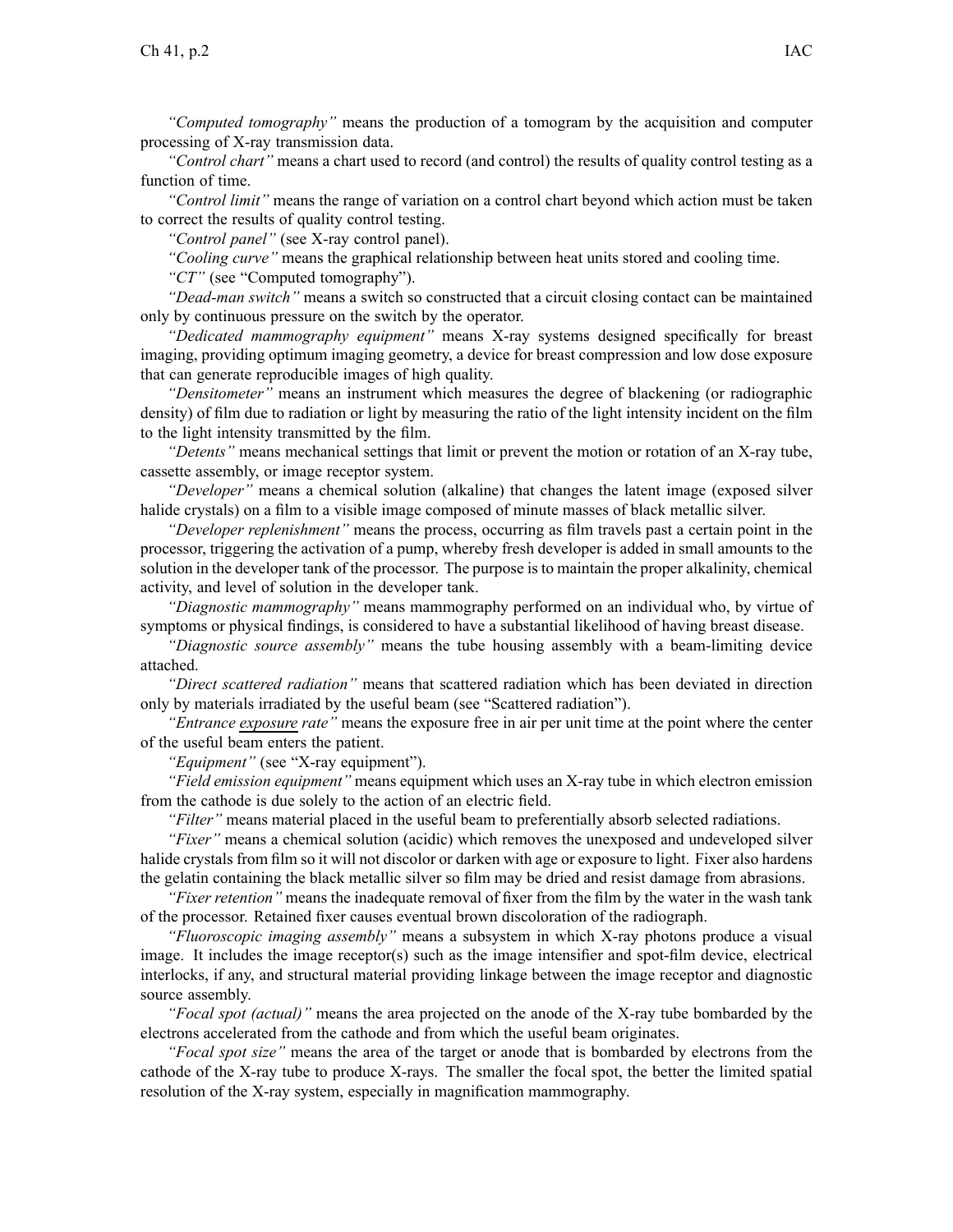*"Computed tomography"* means the production of a tomogram by the acquisition and computer processing of X-ray transmission data.

*"Control chart"* means a chart used to record (and control) the results of quality control testing as a function of time.

*"Control limit"* means the range of variation on a control chart beyond which action must be taken to correct the results of quality control testing.

*"Control panel"* (see X-ray control panel).

*"Cooling curve"* means the graphical relationship between heat units stored and cooling time.

*"CT"* (see "Computed tomography").

*"Dead-man switch"* means a switch so constructed that a circuit closing contact can be maintained only by continuous pressure on the switch by the operator.

*"Dedicated mammography equipment"* means X-ray systems designed specifically for breast imaging, providing optimum imaging geometry, a device for breast compression and low dose exposure that can generate reproducible images of high quality.

*"Densitometer"* means an instrument which measures the degree of blackening (or radiographic density) of film due to radiation or light by measuring the ratio of the light intensity incident on the film to the light intensity transmitted by the film.

*"Detents"* means mechanical settings that limit or prevent the motion or rotation of an X-ray tube, cassette assembly, or image receptor system.

*"Developer"* means a chemical solution (alkaline) that changes the latent image (exposed silver halide crystals) on a film to a visible image composed of minute masses of black metallic silver.

*"Developer replenishment"* means the process, occurring as film travels past a certain point in the processor, triggering the activation of a pump, whereby fresh developer is added in small amounts to the solution in the developer tank of the processor. The purpose is to maintain the proper alkalinity, chemical activity, and level of solution in the developer tank.

*"Diagnostic mammography"* means mammography performed on an individual who, by virtue of symptoms or physical findings, is considered to have a substantial likelihood of having breast disease.

*"Diagnostic source assembly"* means the tube housing assembly with a beam-limiting device attached.

*"Direct scattered radiation"* means that scattered radiation which has been deviated in direction only by materials irradiated by the useful beam (see "Scattered radiation").

*"Entrance exposure rate"* means the exposure free in air per unit time at the point where the center of the useful beam enters the patient.

*"Equipment"* (see "X-ray equipment").

*"Field emission equipment"* means equipment which uses an X-ray tube in which electron emission from the cathode is due solely to the action of an electric field.

*"Filter"* means material placed in the useful beam to preferentially absorb selected radiations.

*"Fixer"* means a chemical solution (acidic) which removes the unexposed and undeveloped silver halide crystals from film so it will not discolor or darken with age or exposure to light. Fixer also hardens the gelatin containing the black metallic silver so film may be dried and resist damage from abrasions.

*"Fixer retention"* means the inadequate removal of fixer from the film by the water in the wash tank of the processor. Retained fixer causes eventual brown discoloration of the radiograph.

*"Fluoroscopic imaging assembly"* means a subsystem in which X-ray photons produce a visual image. It includes the image receptor(s) such as the image intensifier and spot-film device, electrical interlocks, if any, and structural material providing linkage between the image receptor and diagnostic source assembly.

*"Focal spot (actual)"* means the area projected on the anode of the X-ray tube bombarded by the electrons accelerated from the cathode and from which the useful beam originates.

*"Focal spot size"* means the area of the target or anode that is bombarded by electrons from the cathode of the X-ray tube to produce X-rays. The smaller the focal spot, the better the limited spatial resolution of the X-ray system, especially in magnification mammography.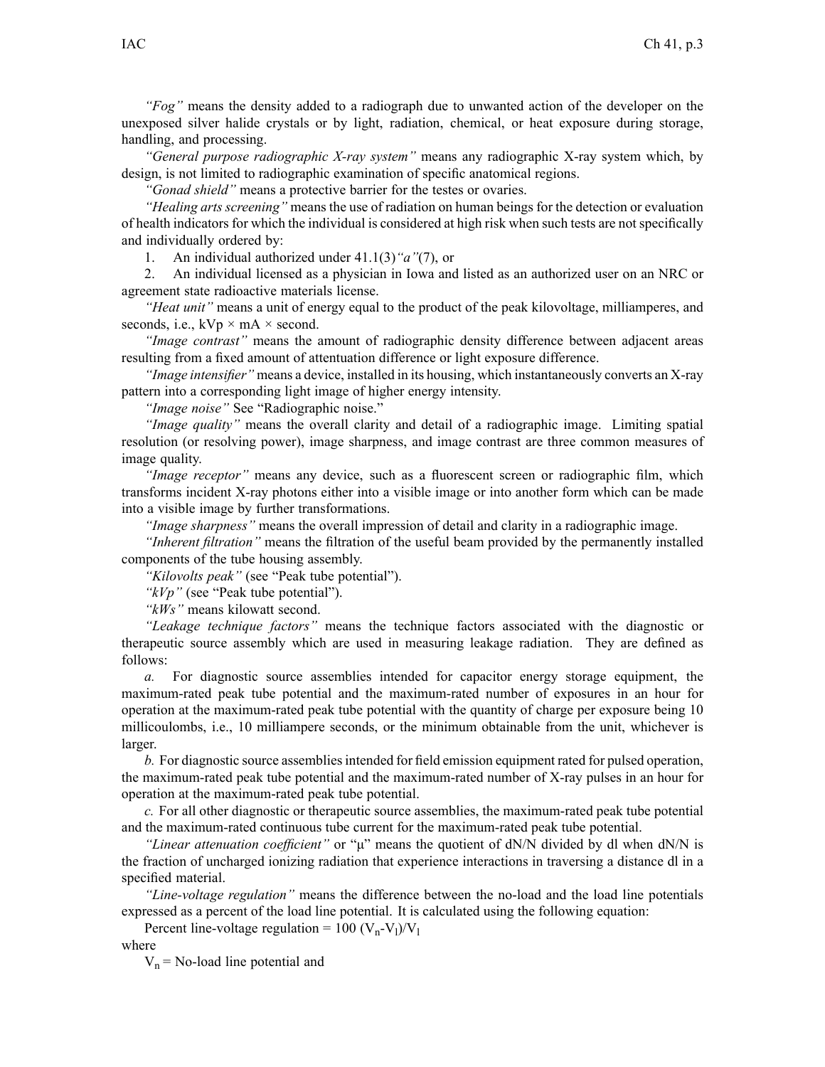*"Fog"* means the density added to a radiograph due to unwanted action of the developer on the unexposed silver halide crystals or by light, radiation, chemical, or heat exposure during storage, handling, and processing.

*"General purpose radiographic X-ray system"* means any radiographic X-ray system which, by design, is not limited to radiographic examination of specific anatomical regions.

*"Gonad shield"* means a protective barrier for the testes or ovaries.

*"Healing arts screening"* means the use of radiation on human beings for the detection or evaluation of health indicators for which the individual is considered at high risk when such tests are not specifically and individually ordered by:

1. An individual authorized under 41.1(3)*"a"*(7), or
2. An individual licensed as a physician in Iowa and listed as an authorized user on an NRC or agreement state radioactive materials license.

*"Heat unit"* means a unit of energy equal to the product of the peak kilovoltage, milliamperes, and seconds, i.e., kVp × mA × second.

*"Image contrast"* means the amount of radiographic density difference between adjacent areas resulting from a fixed amount of attentuation difference or light exposure difference.

*"Image intensifier"* means a device, installed in its housing, which instantaneously converts an X-ray pattern into a corresponding light image of higher energy intensity.

*"Image noise"* See "Radiographic noise."

*"Image quality"* means the overall clarity and detail of a radiographic image. Limiting spatial resolution (or resolving power), image sharpness, and image contrast are three common measures of image quality.

*"Image receptor"* means any device, such as a fluorescent screen or radiographic film, which transforms incident X-ray photons either into a visible image or into another form which can be made into a visible image by further transformations.

*"Image sharpness"* means the overall impression of detail and clarity in a radiographic image.

*"Inherent filtration"* means the filtration of the useful beam provided by the permanently installed components of the tube housing assembly.

*"Kilovolts peak"* (see "Peak tube potential").

*"kVp"* (see "Peak tube potential").

*"kWs"* means kilowatt second.

*"Leakage technique factors"* means the technique factors associated with the diagnostic or therapeutic source assembly which are used in measuring leakage radiation. They are defined as follows:

*a.* For diagnostic source assemblies intended for capacitor energy storage equipment, the maximum-rated peak tube potential and the maximum-rated number of exposures in an hour for operation at the maximum-rated peak tube potential with the quantity of charge per exposure being 10 millicoulombs, i.e., 10 milliampere seconds, or the minimum obtainable from the unit, whichever is larger.

*b.* For diagnostic source assemblies intended for field emission equipment rated for pulsed operation, the maximum-rated peak tube potential and the maximum-rated number of X-ray pulses in an hour for operation at the maximum-rated peak tube potential.

*c.* For all other diagnostic or therapeutic source assemblies, the maximum-rated peak tube potential and the maximum-rated continuous tube current for the maximum-rated peak tube potential.

*"Linear attenuation coefficient"* or "μ" means the quotient of dN/N divided by dl when dN/N is the fraction of uncharged ionizing radiation that experience interactions in traversing a distance dl in a specified material.

*"Line-voltage regulation"* means the difference between the no-load and the load line potentials expressed as a percent of the load line potential. It is calculated using the following equation:

Percent line-voltage regulation = $100\,(V_n - V_l)/V_l$

where

$V_n$ = No-load line potential and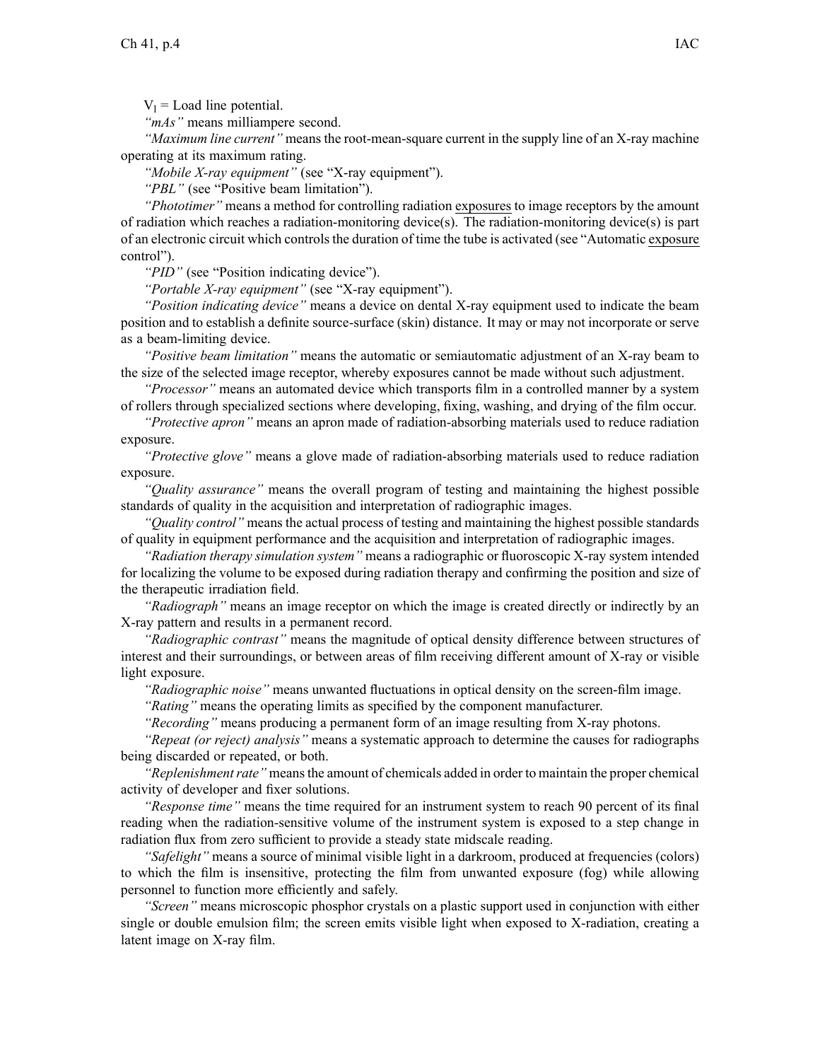$V_1$ = Load line potential.

*"mAs"* means milliampere second.

*"Maximum line current"* means the root-mean-square current in the supply line of an X-ray machine operating at its maximum rating.

*"Mobile X-ray equipment"* (see "X-ray equipment").

*"PBL"* (see "Positive beam limitation").

*"Phototimer"* means a method for controlling radiation exposures to image receptors by the amount of radiation which reaches a radiation-monitoring device(s). The radiation-monitoring device(s) is part of an electronic circuit which controls the duration of time the tube is activated (see "Automatic exposure control").

*"PID"* (see "Position indicating device").

*"Portable X-ray equipment"* (see "X-ray equipment").

*"Position indicating device"* means a device on dental X-ray equipment used to indicate the beam position and to establish a definite source-surface (skin) distance. It may or may not incorporate or serve as a beam-limiting device.

*"Positive beam limitation"* means the automatic or semiautomatic adjustment of an X-ray beam to the size of the selected image receptor, whereby exposures cannot be made without such adjustment.

*"Processor"* means an automated device which transports film in a controlled manner by a system of rollers through specialized sections where developing, fixing, washing, and drying of the film occur.

*"Protective apron"* means an apron made of radiation-absorbing materials used to reduce radiation exposure.

*"Protective glove"* means a glove made of radiation-absorbing materials used to reduce radiation exposure.

*"Quality assurance"* means the overall program of testing and maintaining the highest possible standards of quality in the acquisition and interpretation of radiographic images.

*"Quality control"* means the actual process of testing and maintaining the highest possible standards of quality in equipment performance and the acquisition and interpretation of radiographic images.

*"Radiation therapy simulation system"* means a radiographic or fluoroscopic X-ray system intended for localizing the volume to be exposed during radiation therapy and confirming the position and size of the therapeutic irradiation field.

*"Radiograph"* means an image receptor on which the image is created directly or indirectly by an X-ray pattern and results in a permanent record.

*"Radiographic contrast"* means the magnitude of optical density difference between structures of interest and their surroundings, or between areas of film receiving different amount of X-ray or visible light exposure.

*"Radiographic noise"* means unwanted fluctuations in optical density on the screen-film image.

*"Rating"* means the operating limits as specified by the component manufacturer.

*"Recording"* means producing a permanent form of an image resulting from X-ray photons.

*"Repeat (or reject) analysis"* means a systematic approach to determine the causes for radiographs being discarded or repeated, or both.

*"Replenishment rate"* means the amount of chemicals added in order to maintain the proper chemical activity of developer and fixer solutions.

*"Response time"* means the time required for an instrument system to reach 90 percent of its final reading when the radiation-sensitive volume of the instrument system is exposed to a step change in radiation flux from zero sufficient to provide a steady state midscale reading.

*"Safelight"* means a source of minimal visible light in a darkroom, produced at frequencies (colors) to which the film is insensitive, protecting the film from unwanted exposure (fog) while allowing personnel to function more efficiently and safely.

*"Screen"* means microscopic phosphor crystals on a plastic support used in conjunction with either single or double emulsion film; the screen emits visible light when exposed to X-radiation, creating a latent image on X-ray film.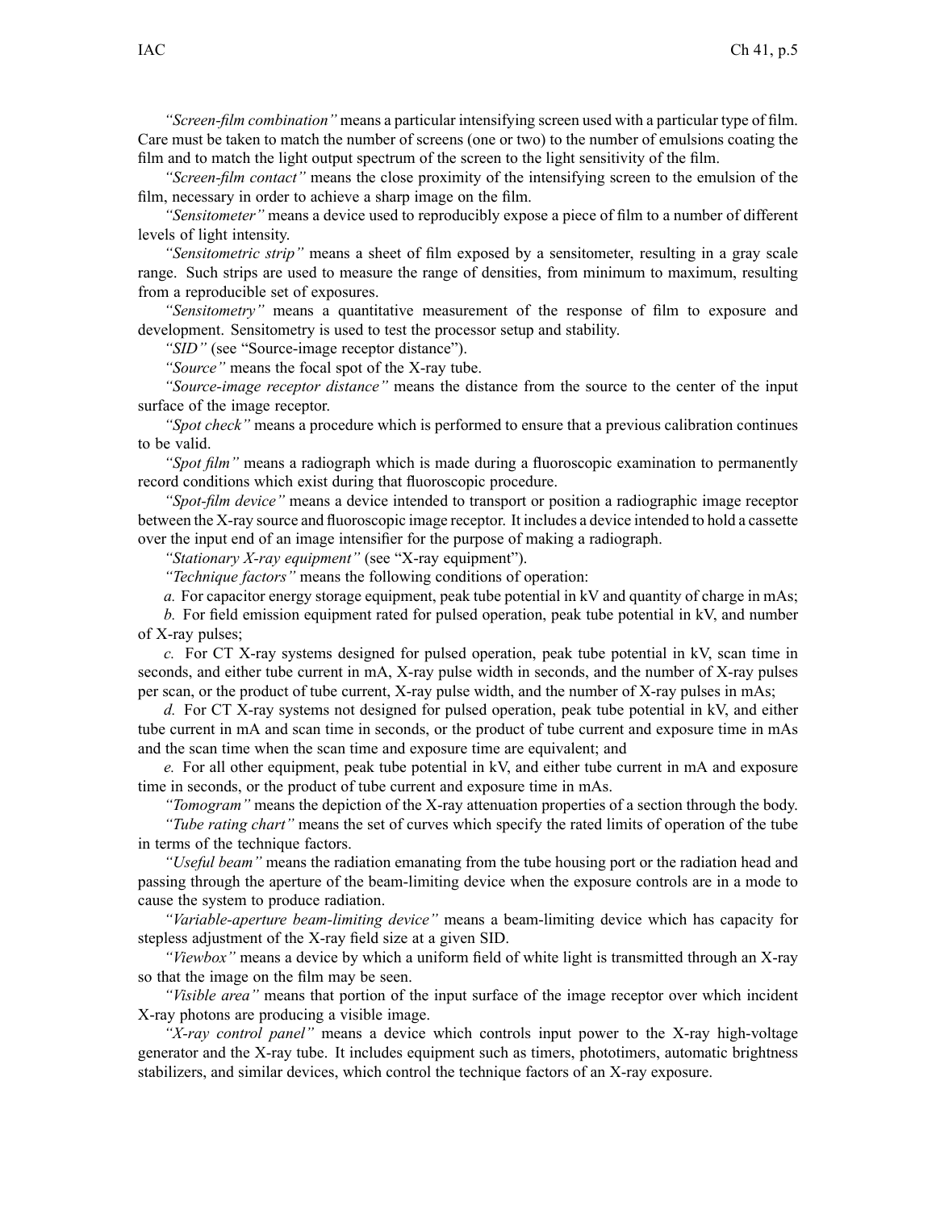*"Screen-film combination"* means a particular intensifying screen used with a particular type of film. Care must be taken to match the number of screens (one or two) to the number of emulsions coating the film and to match the light output spectrum of the screen to the light sensitivity of the film.

*"Screen-film contact"* means the close proximity of the intensifying screen to the emulsion of the film, necessary in order to achieve a sharp image on the film.

*"Sensitometer"* means a device used to reproducibly expose a piece of film to a number of different levels of light intensity.

*"Sensitometric strip"* means a sheet of film exposed by a sensitometer, resulting in a gray scale range. Such strips are used to measure the range of densities, from minimum to maximum, resulting from a reproducible set of exposures.

*"Sensitometry"* means a quantitative measurement of the response of film to exposure and development. Sensitometry is used to test the processor setup and stability.

*"SID"* (see "Source-image receptor distance").

*"Source"* means the focal spot of the X-ray tube.

*"Source-image receptor distance"* means the distance from the source to the center of the input surface of the image receptor.

*"Spot check"* means a procedure which is performed to ensure that a previous calibration continues to be valid.

*"Spot film"* means a radiograph which is made during a fluoroscopic examination to permanently record conditions which exist during that fluoroscopic procedure.

*"Spot-film device"* means a device intended to transport or position a radiographic image receptor between the X-ray source and fluoroscopic image receptor. It includes a device intended to hold a cassette over the input end of an image intensifier for the purpose of making a radiograph.

*"Stationary X-ray equipment"* (see "X-ray equipment").

*"Technique factors"* means the following conditions of operation:

*a.* For capacitor energy storage equipment, peak tube potential in kV and quantity of charge in mAs;

*b.* For field emission equipment rated for pulsed operation, peak tube potential in kV, and number of X-ray pulses;

*c.* For CT X-ray systems designed for pulsed operation, peak tube potential in kV, scan time in seconds, and either tube current in mA, X-ray pulse width in seconds, and the number of X-ray pulses per scan, or the product of tube current, X-ray pulse width, and the number of X-ray pulses in mAs;

*d.* For CT X-ray systems not designed for pulsed operation, peak tube potential in kV, and either tube current in mA and scan time in seconds, or the product of tube current and exposure time in mAs and the scan time when the scan time and exposure time are equivalent; and

*e.* For all other equipment, peak tube potential in kV, and either tube current in mA and exposure time in seconds, or the product of tube current and exposure time in mAs.

*"Tomogram"* means the depiction of the X-ray attenuation properties of a section through the body.

*"Tube rating chart"* means the set of curves which specify the rated limits of operation of the tube in terms of the technique factors.

*"Useful beam"* means the radiation emanating from the tube housing port or the radiation head and passing through the aperture of the beam-limiting device when the exposure controls are in a mode to cause the system to produce radiation.

*"Variable-aperture beam-limiting device"* means a beam-limiting device which has capacity for stepless adjustment of the X-ray field size at a given SID.

*"Viewbox"* means a device by which a uniform field of white light is transmitted through an X-ray so that the image on the film may be seen.

*"Visible area"* means that portion of the input surface of the image receptor over which incident X-ray photons are producing a visible image.

*"X-ray control panel"* means a device which controls input power to the X-ray high-voltage generator and the X-ray tube. It includes equipment such as timers, phototimers, automatic brightness stabilizers, and similar devices, which control the technique factors of an X-ray exposure.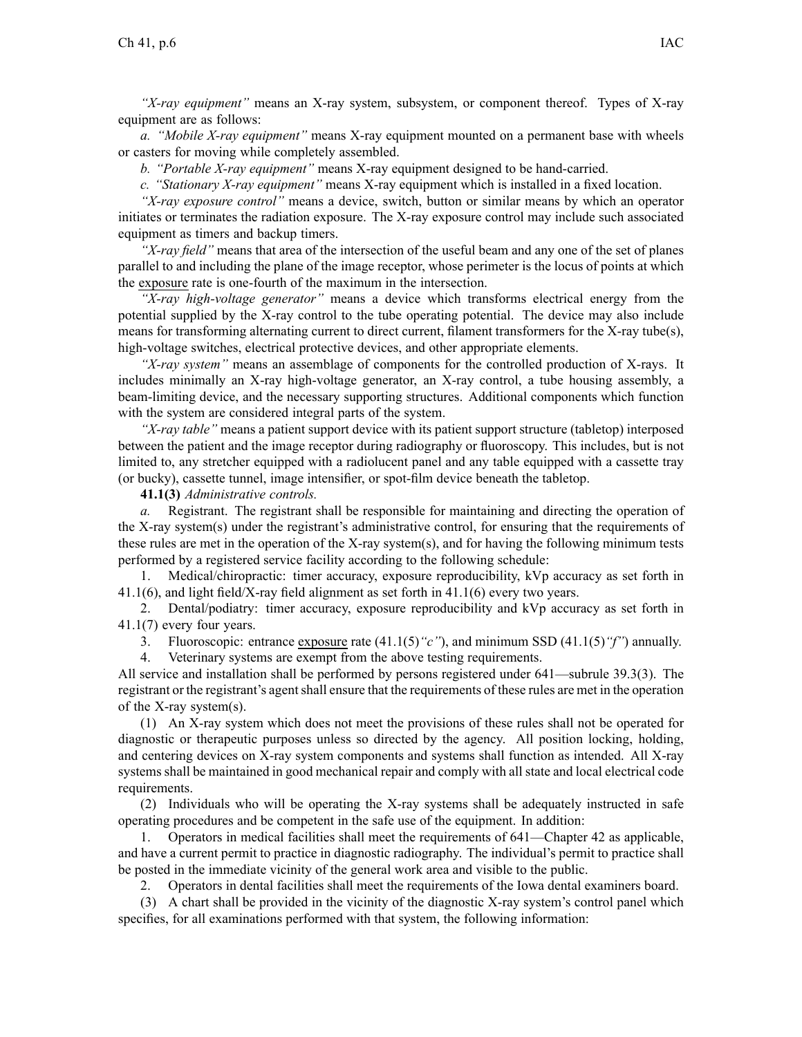*"X-ray equipment"* means an X-ray system, subsystem, or component thereof. Types of X-ray equipment are as follows:

*a. "Mobile X-ray equipment"* means X-ray equipment mounted on a permanent base with wheels or casters for moving while completely assembled.

*b. "Portable X-ray equipment"* means X-ray equipment designed to be hand-carried.

*c. "Stationary X-ray equipment"* means X-ray equipment which is installed in a fixed location.

*"X-ray exposure control"* means a device, switch, button or similar means by which an operator initiates or terminates the radiation exposure. The X-ray exposure control may include such associated equipment as timers and backup timers.

*"X-ray field"* means that area of the intersection of the useful beam and any one of the set of planes parallel to and including the plane of the image receptor, whose perimeter is the locus of points at which the exposure rate is one-fourth of the maximum in the intersection.

*"X-ray high-voltage generator"* means a device which transforms electrical energy from the potential supplied by the X-ray control to the tube operating potential. The device may also include means for transforming alternating current to direct current, filament transformers for the X-ray tube(s), high-voltage switches, electrical protective devices, and other appropriate elements.

*"X-ray system"* means an assemblage of components for the controlled production of X-rays. It includes minimally an X-ray high-voltage generator, an X-ray control, a tube housing assembly, a beam-limiting device, and the necessary supporting structures. Additional components which function with the system are considered integral parts of the system.

*"X-ray table"* means a patient support device with its patient support structure (tabletop) interposed between the patient and the image receptor during radiography or fluoroscopy. This includes, but is not limited to, any stretcher equipped with a radiolucent panel and any table equipped with a cassette tray (or bucky), cassette tunnel, image intensifier, or spot-film device beneath the tabletop.

**41.1(3)** *Administrative controls.*

*a.* Registrant. The registrant shall be responsible for maintaining and directing the operation of the X-ray system(s) under the registrant's administrative control, for ensuring that the requirements of these rules are met in the operation of the X-ray system(s), and for having the following minimum tests performed by a registered service facility according to the following schedule:

1. Medical/chiropractic: timer accuracy, exposure reproducibility, kVp accuracy as set forth in 41.1(6), and light field/X-ray field alignment as set forth in 41.1(6) every two years.

2. Dental/podiatry: timer accuracy, exposure reproducibility and kVp accuracy as set forth in 41.1(7) every four years.

3. Fluoroscopic: entrance exposure rate (41.1(5)*"c"*), and minimum SSD (41.1(5)*"f"*) annually.

4. Veterinary systems are exempt from the above testing requirements.

All service and installation shall be performed by persons registered under 641—subrule 39.3(3). The registrant or the registrant's agent shall ensure that the requirements of these rules are met in the operation of the X-ray system(s).

(1) An X-ray system which does not meet the provisions of these rules shall not be operated for diagnostic or therapeutic purposes unless so directed by the agency. All position locking, holding, and centering devices on X-ray system components and systems shall function as intended. All X-ray systems shall be maintained in good mechanical repair and comply with all state and local electrical code requirements.

(2) Individuals who will be operating the X-ray systems shall be adequately instructed in safe operating procedures and be competent in the safe use of the equipment. In addition:

1. Operators in medical facilities shall meet the requirements of 641—Chapter 42 as applicable, and have a current permit to practice in diagnostic radiography. The individual's permit to practice shall be posted in the immediate vicinity of the general work area and visible to the public.

2. Operators in dental facilities shall meet the requirements of the Iowa dental examiners board.

(3) A chart shall be provided in the vicinity of the diagnostic X-ray system's control panel which specifies, for all examinations performed with that system, the following information: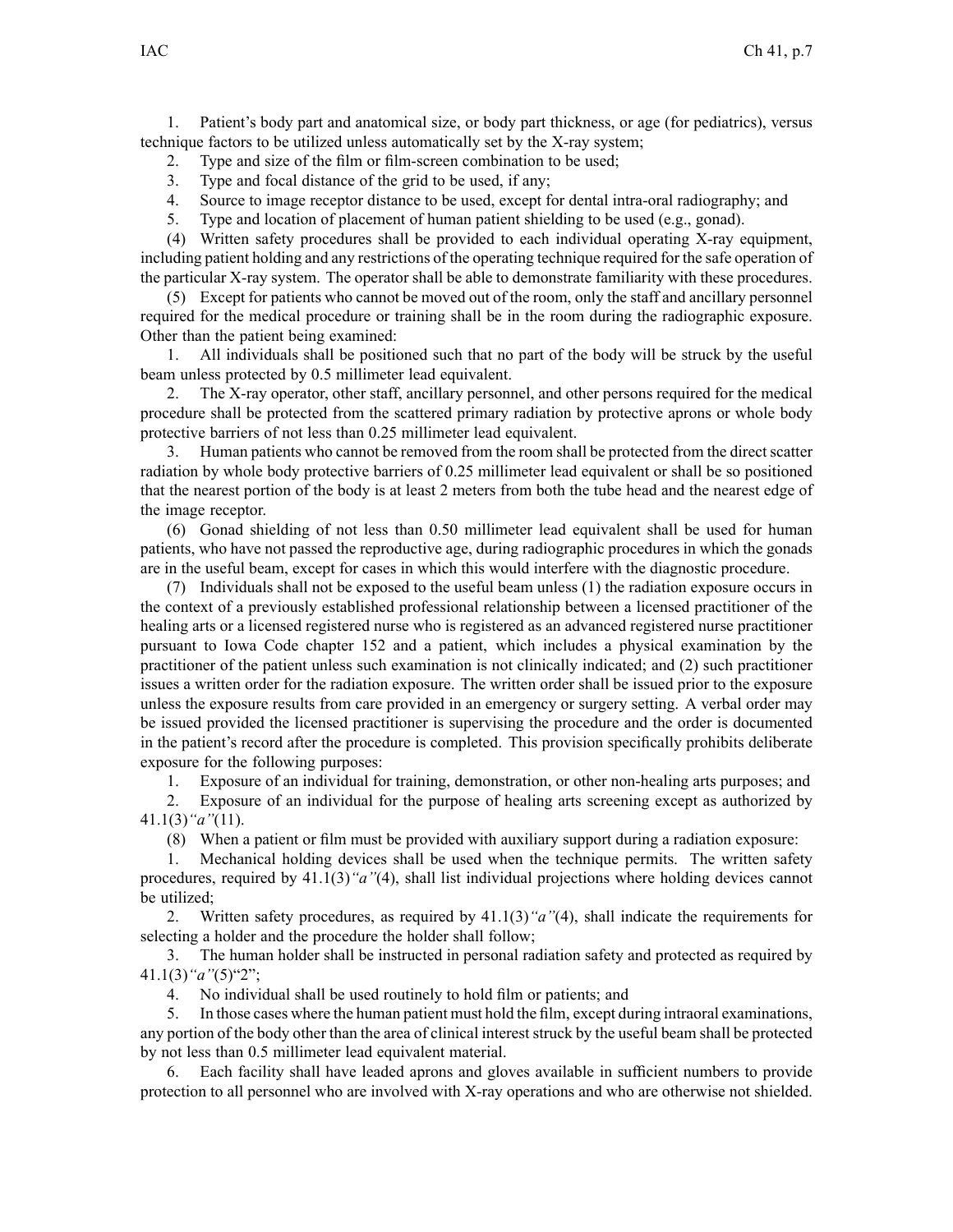1. Patient's body part and anatomical size, or body part thickness, or age (for pediatrics), versus technique factors to be utilized unless automatically set by the X-ray system;

2. Type and size of the film or film-screen combination to be used;

3. Type and focal distance of the grid to be used, if any;

4. Source to image receptor distance to be used, except for dental intra-oral radiography; and

5. Type and location of placement of human patient shielding to be used (e.g., gonad).

(4) Written safety procedures shall be provided to each individual operating X-ray equipment, including patient holding and any restrictions of the operating technique required for the safe operation of the particular X-ray system. The operator shall be able to demonstrate familiarity with these procedures.

(5) Except for patients who cannot be moved out of the room, only the staff and ancillary personnel required for the medical procedure or training shall be in the room during the radiographic exposure. Other than the patient being examined:

1. All individuals shall be positioned such that no part of the body will be struck by the useful beam unless protected by 0.5 millimeter lead equivalent.

2. The X-ray operator, other staff, ancillary personnel, and other persons required for the medical procedure shall be protected from the scattered primary radiation by protective aprons or whole body protective barriers of not less than 0.25 millimeter lead equivalent.

3. Human patients who cannot be removed from the room shall be protected from the direct scatter radiation by whole body protective barriers of 0.25 millimeter lead equivalent or shall be so positioned that the nearest portion of the body is at least 2 meters from both the tube head and the nearest edge of the image receptor.

(6) Gonad shielding of not less than 0.50 millimeter lead equivalent shall be used for human patients, who have not passed the reproductive age, during radiographic procedures in which the gonads are in the useful beam, except for cases in which this would interfere with the diagnostic procedure.

(7) Individuals shall not be exposed to the useful beam unless (1) the radiation exposure occurs in the context of a previously established professional relationship between a licensed practitioner of the healing arts or a licensed registered nurse who is registered as an advanced registered nurse practitioner pursuant to Iowa Code chapter 152 and a patient, which includes a physical examination by the practitioner of the patient unless such examination is not clinically indicated; and (2) such practitioner issues a written order for the radiation exposure. The written order shall be issued prior to the exposure unless the exposure results from care provided in an emergency or surgery setting. A verbal order may be issued provided the licensed practitioner is supervising the procedure and the order is documented in the patient's record after the procedure is completed. This provision specifically prohibits deliberate exposure for the following purposes:

1. Exposure of an individual for training, demonstration, or other non-healing arts purposes; and

2. Exposure of an individual for the purpose of healing arts screening except as authorized by 41.1(3)*"a"*(11).

(8) When a patient or film must be provided with auxiliary support during a radiation exposure:

1. Mechanical holding devices shall be used when the technique permits. The written safety procedures, required by 41.1(3)*"a"*(4), shall list individual projections where holding devices cannot be utilized;

2. Written safety procedures, as required by 41.1(3)*"a"*(4), shall indicate the requirements for selecting a holder and the procedure the holder shall follow;

3. The human holder shall be instructed in personal radiation safety and protected as required by 41.1(3)*"a"*(5)"2";

4. No individual shall be used routinely to hold film or patients; and

5. In those cases where the human patient must hold the film, except during intraoral examinations, any portion of the body other than the area of clinical interest struck by the useful beam shall be protected by not less than 0.5 millimeter lead equivalent material.

6. Each facility shall have leaded aprons and gloves available in sufficient numbers to provide protection to all personnel who are involved with X-ray operations and who are otherwise not shielded.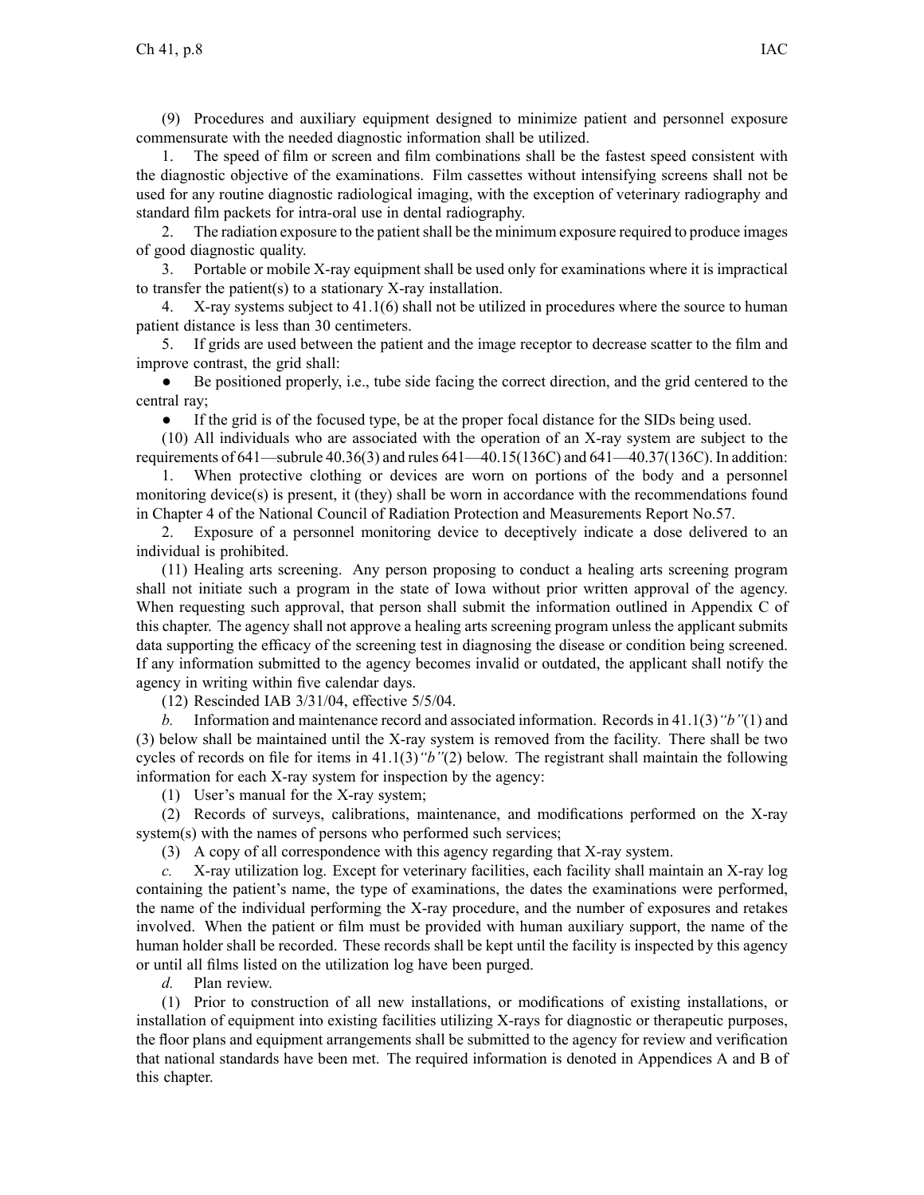(9) Procedures and auxiliary equipment designed to minimize patient and personnel exposure commensurate with the needed diagnostic information shall be utilized.

1. The speed of film or screen and film combinations shall be the fastest speed consistent with the diagnostic objective of the examinations. Film cassettes without intensifying screens shall not be used for any routine diagnostic radiological imaging, with the exception of veterinary radiography and standard film packets for intra-oral use in dental radiography.

2. The radiation exposure to the patient shall be the minimum exposure required to produce images of good diagnostic quality.

3. Portable or mobile X-ray equipment shall be used only for examinations where it is impractical to transfer the patient(s) to a stationary X-ray installation.

4. X-ray systems subject to 41.1(6) shall not be utilized in procedures where the source to human patient distance is less than 30 centimeters.

5. If grids are used between the patient and the image receptor to decrease scatter to the film and improve contrast, the grid shall:

- Be positioned properly, i.e., tube side facing the correct direction, and the grid centered to the central ray;
- If the grid is of the focused type, be at the proper focal distance for the SIDs being used.

(10) All individuals who are associated with the operation of an X-ray system are subject to the requirements of 641—subrule 40.36(3) and rules 641—40.15(136C) and 641—40.37(136C). In addition:

1. When protective clothing or devices are worn on portions of the body and a personnel monitoring device(s) is present, it (they) shall be worn in accordance with the recommendations found in Chapter 4 of the National Council of Radiation Protection and Measurements Report No.57.

2. Exposure of a personnel monitoring device to deceptively indicate a dose delivered to an individual is prohibited.

(11) Healing arts screening. Any person proposing to conduct a healing arts screening program shall not initiate such a program in the state of Iowa without prior written approval of the agency. When requesting such approval, that person shall submit the information outlined in Appendix C of this chapter. The agency shall not approve a healing arts screening program unless the applicant submits data supporting the efficacy of the screening test in diagnosing the disease or condition being screened. If any information submitted to the agency becomes invalid or outdated, the applicant shall notify the agency in writing within five calendar days.

(12) Rescinded IAB 3/31/04, effective 5/5/04.

*b.* Information and maintenance record and associated information. Records in 41.1(3)*"b"*(1) and (3) below shall be maintained until the X-ray system is removed from the facility. There shall be two cycles of records on file for items in 41.1(3)*"b"*(2) below. The registrant shall maintain the following information for each X-ray system for inspection by the agency:

(1) User's manual for the X-ray system;

(2) Records of surveys, calibrations, maintenance, and modifications performed on the X-ray system(s) with the names of persons who performed such services;

(3) A copy of all correspondence with this agency regarding that X-ray system.

*c.* X-ray utilization log. Except for veterinary facilities, each facility shall maintain an X-ray log containing the patient's name, the type of examinations, the dates the examinations were performed, the name of the individual performing the X-ray procedure, and the number of exposures and retakes involved. When the patient or film must be provided with human auxiliary support, the name of the human holder shall be recorded. These records shall be kept until the facility is inspected by this agency or until all films listed on the utilization log have been purged.

*d.* Plan review.

(1) Prior to construction of all new installations, or modifications of existing installations, or installation of equipment into existing facilities utilizing X-rays for diagnostic or therapeutic purposes, the floor plans and equipment arrangements shall be submitted to the agency for review and verification that national standards have been met. The required information is denoted in Appendices A and B of this chapter.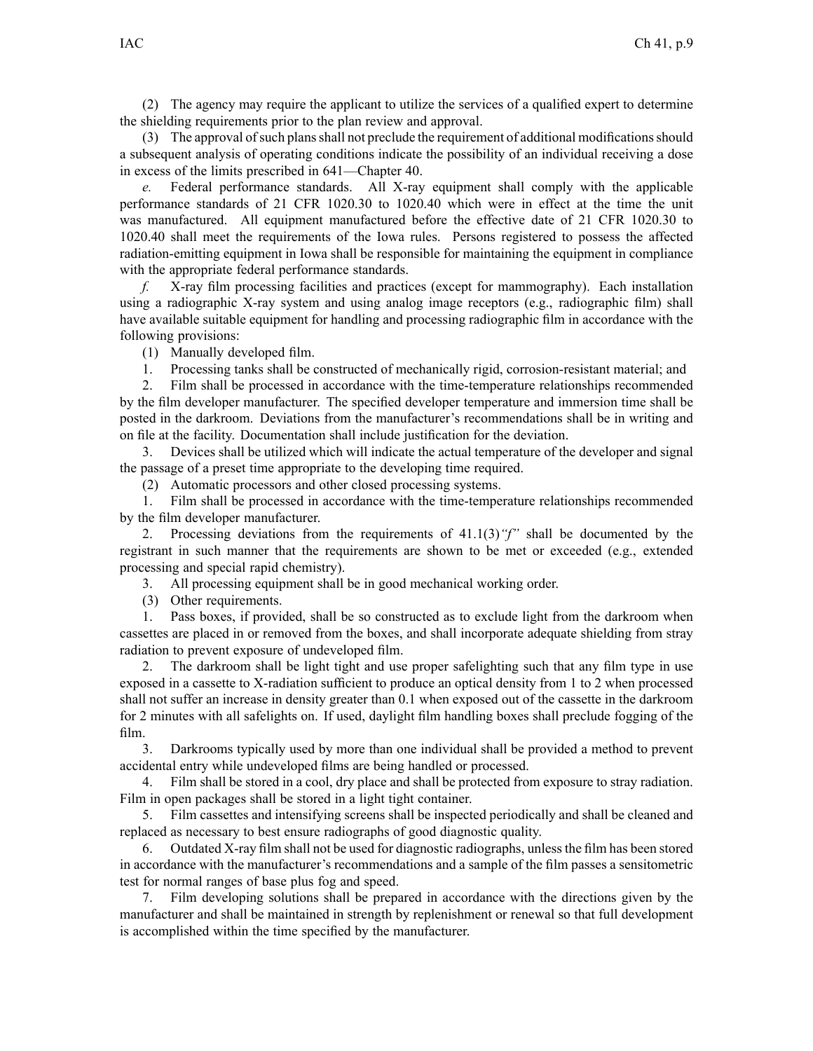(2) The agency may require the applicant to utilize the services of a qualified expert to determine the shielding requirements prior to the plan review and approval.

(3) The approval of such plans shall not preclude the requirement of additional modifications should a subsequent analysis of operating conditions indicate the possibility of an individual receiving a dose in excess of the limits prescribed in 641—Chapter 40.

*e.* Federal performance standards. All X-ray equipment shall comply with the applicable performance standards of 21 CFR 1020.30 to 1020.40 which were in effect at the time the unit was manufactured. All equipment manufactured before the effective date of 21 CFR 1020.30 to 1020.40 shall meet the requirements of the Iowa rules. Persons registered to possess the affected radiation-emitting equipment in Iowa shall be responsible for maintaining the equipment in compliance with the appropriate federal performance standards.

*f.* X-ray film processing facilities and practices (except for mammography). Each installation using a radiographic X-ray system and using analog image receptors (e.g., radiographic film) shall have available suitable equipment for handling and processing radiographic film in accordance with the following provisions:

(1) Manually developed film.

1. Processing tanks shall be constructed of mechanically rigid, corrosion-resistant material; and

2. Film shall be processed in accordance with the time-temperature relationships recommended by the film developer manufacturer. The specified developer temperature and immersion time shall be posted in the darkroom. Deviations from the manufacturer's recommendations shall be in writing and on file at the facility. Documentation shall include justification for the deviation.

3. Devices shall be utilized which will indicate the actual temperature of the developer and signal the passage of a preset time appropriate to the developing time required.

(2) Automatic processors and other closed processing systems.

1. Film shall be processed in accordance with the time-temperature relationships recommended by the film developer manufacturer.

2. Processing deviations from the requirements of 41.1(3)*"f"* shall be documented by the registrant in such manner that the requirements are shown to be met or exceeded (e.g., extended processing and special rapid chemistry).

3. All processing equipment shall be in good mechanical working order.

(3) Other requirements.

1. Pass boxes, if provided, shall be so constructed as to exclude light from the darkroom when cassettes are placed in or removed from the boxes, and shall incorporate adequate shielding from stray radiation to prevent exposure of undeveloped film.

2. The darkroom shall be light tight and use proper safelighting such that any film type in use exposed in a cassette to X-radiation sufficient to produce an optical density from 1 to 2 when processed shall not suffer an increase in density greater than 0.1 when exposed out of the cassette in the darkroom for 2 minutes with all safelights on. If used, daylight film handling boxes shall preclude fogging of the film.

3. Darkrooms typically used by more than one individual shall be provided a method to prevent accidental entry while undeveloped films are being handled or processed.

4. Film shall be stored in a cool, dry place and shall be protected from exposure to stray radiation. Film in open packages shall be stored in a light tight container.

5. Film cassettes and intensifying screens shall be inspected periodically and shall be cleaned and replaced as necessary to best ensure radiographs of good diagnostic quality.

6. Outdated X-ray film shall not be used for diagnostic radiographs, unless the film has been stored in accordance with the manufacturer's recommendations and a sample of the film passes a sensitometric test for normal ranges of base plus fog and speed.

7. Film developing solutions shall be prepared in accordance with the directions given by the manufacturer and shall be maintained in strength by replenishment or renewal so that full development is accomplished within the time specified by the manufacturer.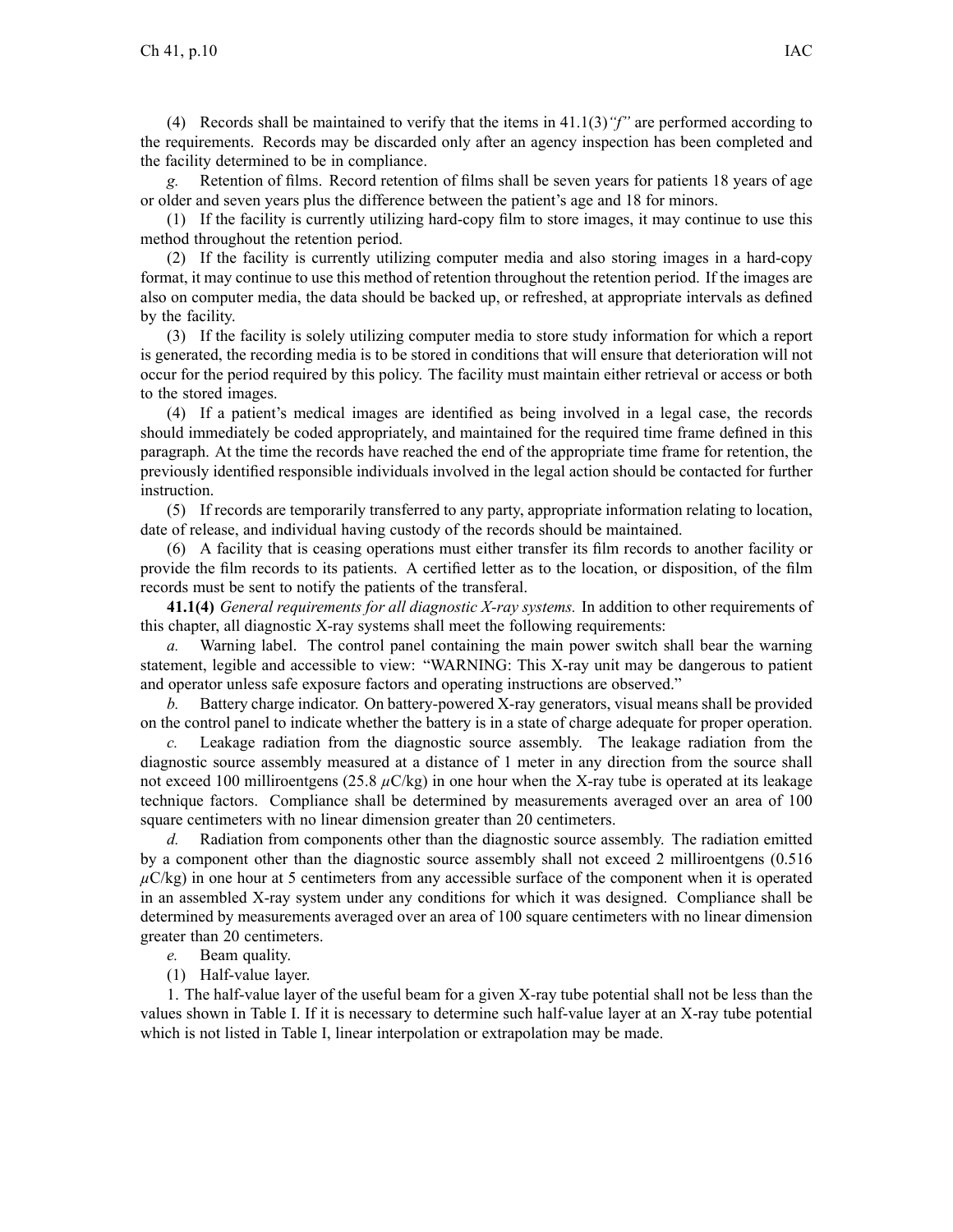(4) Records shall be maintained to verify that the items in 41.1(3)*"f"* are performed according to the requirements. Records may be discarded only after an agency inspection has been completed and the facility determined to be in compliance.

*g.* Retention of films. Record retention of films shall be seven years for patients 18 years of age or older and seven years plus the difference between the patient's age and 18 for minors.

(1) If the facility is currently utilizing hard-copy film to store images, it may continue to use this method throughout the retention period.

(2) If the facility is currently utilizing computer media and also storing images in a hard-copy format, it may continue to use this method of retention throughout the retention period. If the images are also on computer media, the data should be backed up, or refreshed, at appropriate intervals as defined by the facility.

(3) If the facility is solely utilizing computer media to store study information for which a report is generated, the recording media is to be stored in conditions that will ensure that deterioration will not occur for the period required by this policy. The facility must maintain either retrieval or access or both to the stored images.

(4) If a patient's medical images are identified as being involved in a legal case, the records should immediately be coded appropriately, and maintained for the required time frame defined in this paragraph. At the time the records have reached the end of the appropriate time frame for retention, the previously identified responsible individuals involved in the legal action should be contacted for further instruction.

(5) If records are temporarily transferred to any party, appropriate information relating to location, date of release, and individual having custody of the records should be maintained.

(6) A facility that is ceasing operations must either transfer its film records to another facility or provide the film records to its patients. A certified letter as to the location, or disposition, of the film records must be sent to notify the patients of the transferal.

**41.1(4)** *General requirements for all diagnostic X-ray systems.* In addition to other requirements of this chapter, all diagnostic X-ray systems shall meet the following requirements:

*a.* Warning label. The control panel containing the main power switch shall bear the warning statement, legible and accessible to view: "WARNING: This X-ray unit may be dangerous to patient and operator unless safe exposure factors and operating instructions are observed."

*b.* Battery charge indicator. On battery-powered X-ray generators, visual means shall be provided on the control panel to indicate whether the battery is in a state of charge adequate for proper operation.

*c.* Leakage radiation from the diagnostic source assembly. The leakage radiation from the diagnostic source assembly measured at a distance of 1 meter in any direction from the source shall not exceed 100 milliroentgens (25.8 $\mu$C/kg) in one hour when the X-ray tube is operated at its leakage technique factors. Compliance shall be determined by measurements averaged over an area of 100 square centimeters with no linear dimension greater than 20 centimeters.

*d.* Radiation from components other than the diagnostic source assembly. The radiation emitted by a component other than the diagnostic source assembly shall not exceed 2 milliroentgens (0.516 $\mu$C/kg) in one hour at 5 centimeters from any accessible surface of the component when it is operated in an assembled X-ray system under any conditions for which it was designed. Compliance shall be determined by measurements averaged over an area of 100 square centimeters with no linear dimension greater than 20 centimeters.

*e.* Beam quality.

(1) Half-value layer.

1. The half-value layer of the useful beam for a given X-ray tube potential shall not be less than the values shown in Table I. If it is necessary to determine such half-value layer at an X-ray tube potential which is not listed in Table I, linear interpolation or extrapolation may be made.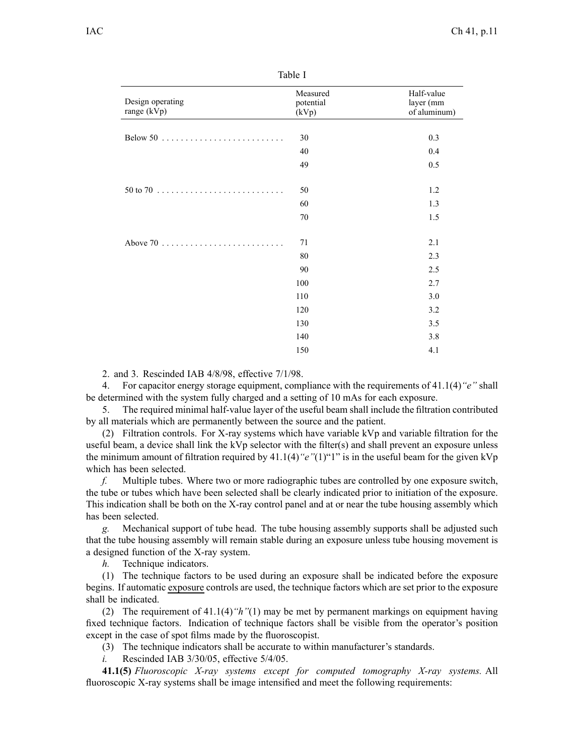Table I

| Design operating range (kVp) | Measured potential (kVp) | Half-value layer (mm of aluminum) |
|---|---|---|
| Below 50 | 30 | 0.3 |
| | 40 | 0.4 |
| | 49 | 0.5 |
| 50 to 70 | 50 | 1.2 |
| | 60 | 1.3 |
| | 70 | 1.5 |
| Above 70 | 71 | 2.1 |
| | 80 | 2.3 |
| | 90 | 2.5 |
| | 100 | 2.7 |
| | 110 | 3.0 |
| | 120 | 3.2 |
| | 130 | 3.5 |
| | 140 | 3.8 |
| | 150 | 4.1 |

2. and 3. Rescinded IAB 4/8/98, effective 7/1/98.

4. For capacitor energy storage equipment, compliance with the requirements of 41.1(4)*"e"* shall be determined with the system fully charged and a setting of 10 mAs for each exposure.

5. The required minimal half-value layer of the useful beam shall include the filtration contributed by all materials which are permanently between the source and the patient.

(2) Filtration controls. For X-ray systems which have variable kVp and variable filtration for the useful beam, a device shall link the kVp selector with the filter(s) and shall prevent an exposure unless the minimum amount of filtration required by 41.1(4)*"e"*(1)"1" is in the useful beam for the given kVp which has been selected.

*f.* Multiple tubes. Where two or more radiographic tubes are controlled by one exposure switch, the tube or tubes which have been selected shall be clearly indicated prior to initiation of the exposure. This indication shall be both on the X-ray control panel and at or near the tube housing assembly which has been selected.

*g.* Mechanical support of tube head. The tube housing assembly supports shall be adjusted such that the tube housing assembly will remain stable during an exposure unless tube housing movement is a designed function of the X-ray system.

*h.* Technique indicators.

(1) The technique factors to be used during an exposure shall be indicated before the exposure begins. If automatic exposure controls are used, the technique factors which are set prior to the exposure shall be indicated.

(2) The requirement of 41.1(4)*"h"*(1) may be met by permanent markings on equipment having fixed technique factors. Indication of technique factors shall be visible from the operator's position except in the case of spot films made by the fluoroscopist.

(3) The technique indicators shall be accurate to within manufacturer's standards.

*i.* Rescinded IAB 3/30/05, effective 5/4/05.

**41.1(5)** *Fluoroscopic X-ray systems except for computed tomography X-ray systems.* All fluoroscopic X-ray systems shall be image intensified and meet the following requirements: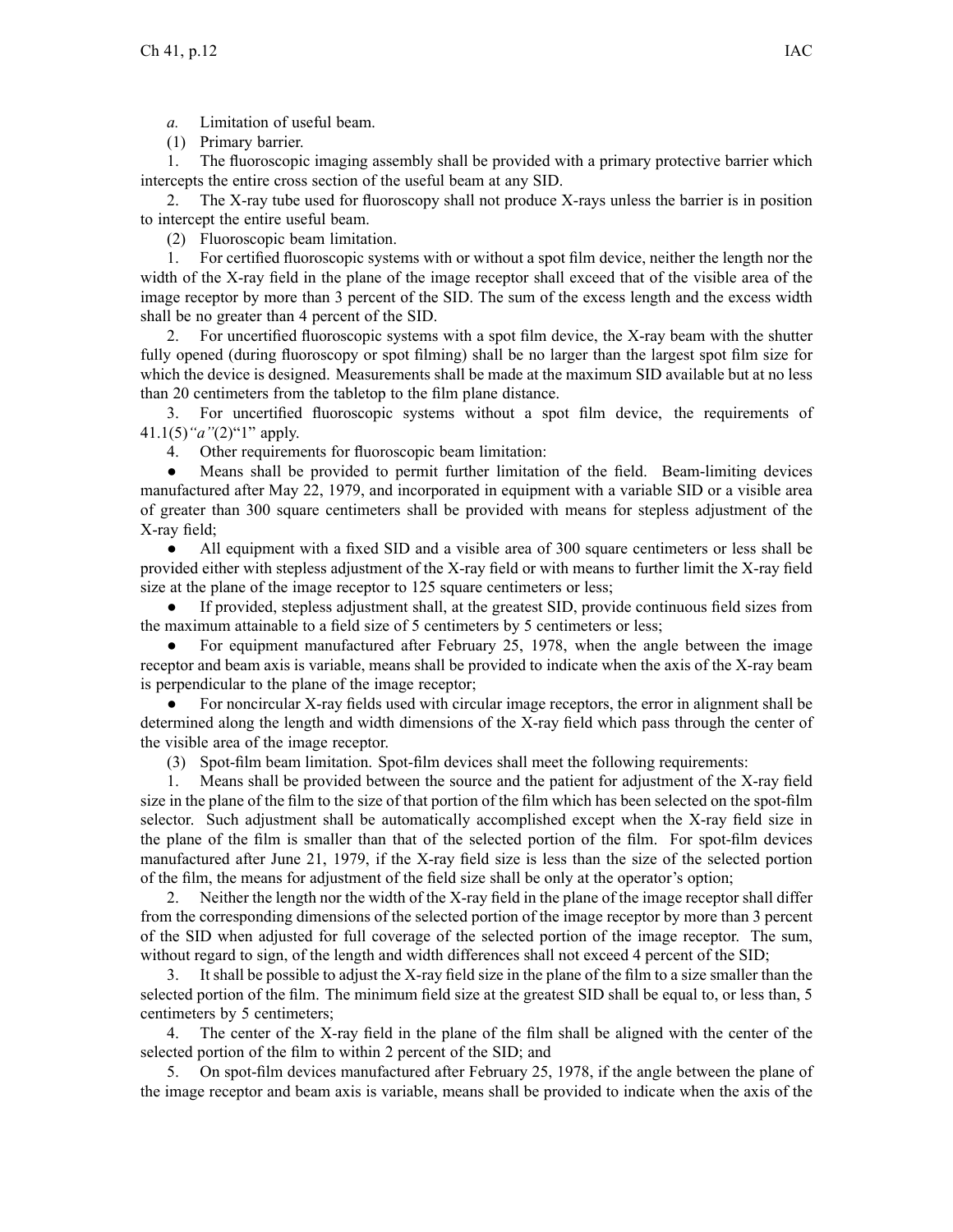*a.* Limitation of useful beam.

(1) Primary barrier.

1. The fluoroscopic imaging assembly shall be provided with a primary protective barrier which intercepts the entire cross section of the useful beam at any SID.

2. The X-ray tube used for fluoroscopy shall not produce X-rays unless the barrier is in position to intercept the entire useful beam.

(2) Fluoroscopic beam limitation.

1. For certified fluoroscopic systems with or without a spot film device, neither the length nor the width of the X-ray field in the plane of the image receptor shall exceed that of the visible area of the image receptor by more than 3 percent of the SID. The sum of the excess length and the excess width shall be no greater than 4 percent of the SID.

2. For uncertified fluoroscopic systems with a spot film device, the X-ray beam with the shutter fully opened (during fluoroscopy or spot filming) shall be no larger than the largest spot film size for which the device is designed. Measurements shall be made at the maximum SID available but at no less than 20 centimeters from the tabletop to the film plane distance.

3. For uncertified fluoroscopic systems without a spot film device, the requirements of 41.1(5)*"a"*(2)"1" apply.

4. Other requirements for fluoroscopic beam limitation:

- Means shall be provided to permit further limitation of the field. Beam-limiting devices manufactured after May 22, 1979, and incorporated in equipment with a variable SID or a visible area of greater than 300 square centimeters shall be provided with means for stepless adjustment of the X-ray field;
- All equipment with a fixed SID and a visible area of 300 square centimeters or less shall be provided either with stepless adjustment of the X-ray field or with means to further limit the X-ray field size at the plane of the image receptor to 125 square centimeters or less;
- If provided, stepless adjustment shall, at the greatest SID, provide continuous field sizes from the maximum attainable to a field size of 5 centimeters by 5 centimeters or less;
- For equipment manufactured after February 25, 1978, when the angle between the image receptor and beam axis is variable, means shall be provided to indicate when the axis of the X-ray beam is perpendicular to the plane of the image receptor;
- For noncircular X-ray fields used with circular image receptors, the error in alignment shall be determined along the length and width dimensions of the X-ray field which pass through the center of the visible area of the image receptor.

(3) Spot-film beam limitation. Spot-film devices shall meet the following requirements:

1. Means shall be provided between the source and the patient for adjustment of the X-ray field size in the plane of the film to the size of that portion of the film which has been selected on the spot-film selector. Such adjustment shall be automatically accomplished except when the X-ray field size in the plane of the film is smaller than that of the selected portion of the film. For spot-film devices manufactured after June 21, 1979, if the X-ray field size is less than the size of the selected portion of the film, the means for adjustment of the field size shall be only at the operator's option;

2. Neither the length nor the width of the X-ray field in the plane of the image receptor shall differ from the corresponding dimensions of the selected portion of the image receptor by more than 3 percent of the SID when adjusted for full coverage of the selected portion of the image receptor. The sum, without regard to sign, of the length and width differences shall not exceed 4 percent of the SID;

3. It shall be possible to adjust the X-ray field size in the plane of the film to a size smaller than the selected portion of the film. The minimum field size at the greatest SID shall be equal to, or less than, 5 centimeters by 5 centimeters;

4. The center of the X-ray field in the plane of the film shall be aligned with the center of the selected portion of the film to within 2 percent of the SID; and

5. On spot-film devices manufactured after February 25, 1978, if the angle between the plane of the image receptor and beam axis is variable, means shall be provided to indicate when the axis of the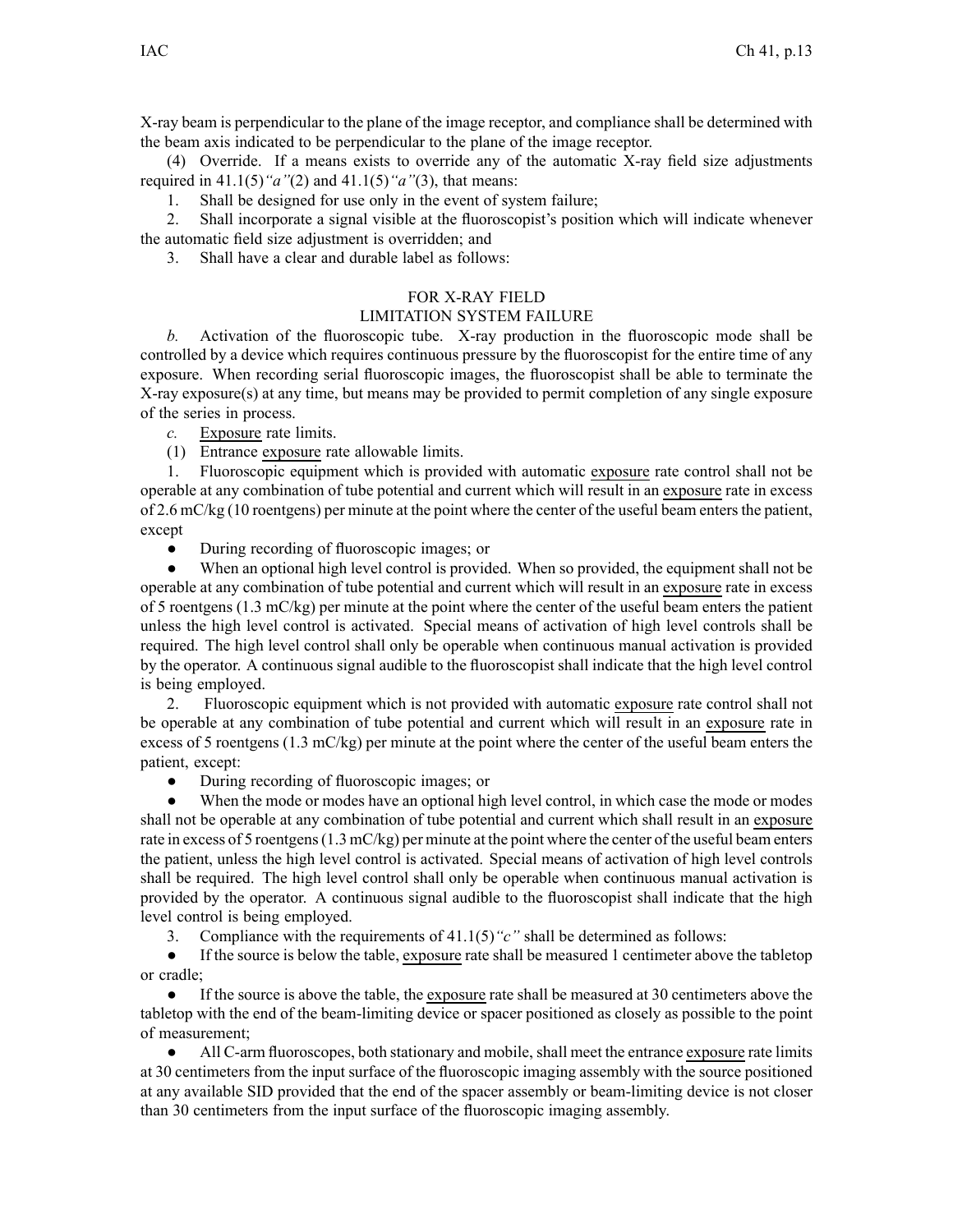X-ray beam is perpendicular to the plane of the image receptor, and compliance shall be determined with the beam axis indicated to be perpendicular to the plane of the image receptor.

(4) Override. If a means exists to override any of the automatic X-ray field size adjustments required in 41.1(5)*"a"*(2) and 41.1(5)*"a"*(3), that means:

1. Shall be designed for use only in the event of system failure;
2. Shall incorporate a signal visible at the fluoroscopist's position which will indicate whenever the automatic field size adjustment is overridden; and
3. Shall have a clear and durable label as follows:

FOR X-RAY FIELD
LIMITATION SYSTEM FAILURE

*b.* Activation of the fluoroscopic tube. X-ray production in the fluoroscopic mode shall be controlled by a device which requires continuous pressure by the fluoroscopist for the entire time of any exposure. When recording serial fluoroscopic images, the fluoroscopist shall be able to terminate the X-ray exposure(s) at any time, but means may be provided to permit completion of any single exposure of the series in process.

*c.* Exposure rate limits.

(1) Entrance exposure rate allowable limits.

1. Fluoroscopic equipment which is provided with automatic exposure rate control shall not be operable at any combination of tube potential and current which will result in an exposure rate in excess of 2.6 mC/kg (10 roentgens) per minute at the point where the center of the useful beam enters the patient, except

- During recording of fluoroscopic images; or
- When an optional high level control is provided. When so provided, the equipment shall not be operable at any combination of tube potential and current which will result in an exposure rate in excess of 5 roentgens (1.3 mC/kg) per minute at the point where the center of the useful beam enters the patient unless the high level control is activated. Special means of activation of high level controls shall be required. The high level control shall only be operable when continuous manual activation is provided by the operator. A continuous signal audible to the fluoroscopist shall indicate that the high level control is being employed.

2. Fluoroscopic equipment which is not provided with automatic exposure rate control shall not be operable at any combination of tube potential and current which will result in an exposure rate in excess of 5 roentgens (1.3 mC/kg) per minute at the point where the center of the useful beam enters the patient, except:

- During recording of fluoroscopic images; or
- When the mode or modes have an optional high level control, in which case the mode or modes shall not be operable at any combination of tube potential and current which shall result in an exposure rate in excess of 5 roentgens (1.3 mC/kg) per minute at the point where the center of the useful beam enters the patient, unless the high level control is activated. Special means of activation of high level controls shall be required. The high level control shall only be operable when continuous manual activation is provided by the operator. A continuous signal audible to the fluoroscopist shall indicate that the high level control is being employed.

3. Compliance with the requirements of 41.1(5)*"c"* shall be determined as follows:

- If the source is below the table, exposure rate shall be measured 1 centimeter above the tabletop or cradle;
- If the source is above the table, the exposure rate shall be measured at 30 centimeters above the tabletop with the end of the beam-limiting device or spacer positioned as closely as possible to the point of measurement;
- All C-arm fluoroscopes, both stationary and mobile, shall meet the entrance exposure rate limits at 30 centimeters from the input surface of the fluoroscopic imaging assembly with the source positioned at any available SID provided that the end of the spacer assembly or beam-limiting device is not closer than 30 centimeters from the input surface of the fluoroscopic imaging assembly.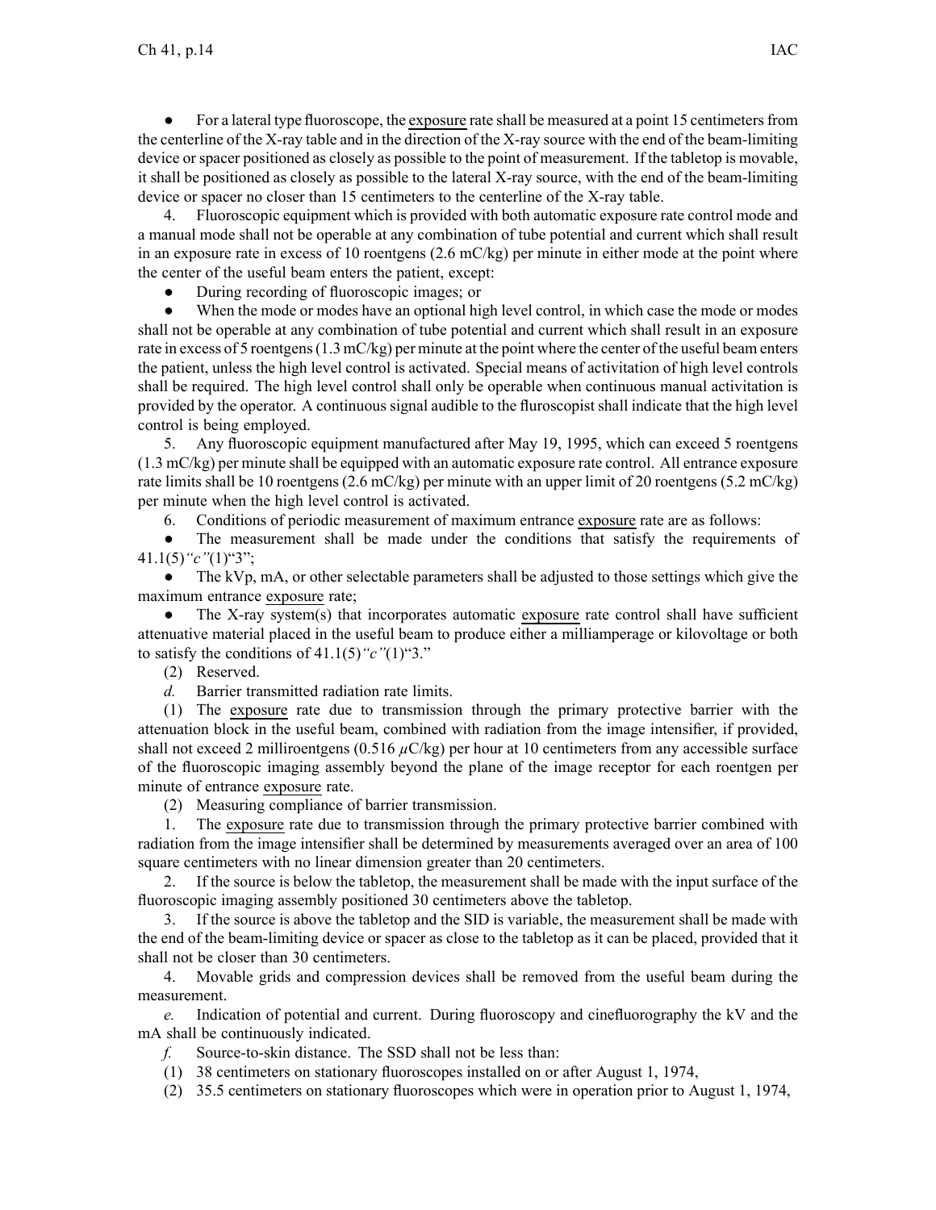- For a lateral type fluoroscope, the exposure rate shall be measured at a point 15 centimeters from the centerline of the X-ray table and in the direction of the X-ray source with the end of the beam-limiting device or spacer positioned as closely as possible to the point of measurement. If the tabletop is movable, it shall be positioned as closely as possible to the lateral X-ray source, with the end of the beam-limiting device or spacer no closer than 15 centimeters to the centerline of the X-ray table.

4. Fluoroscopic equipment which is provided with both automatic exposure rate control mode and a manual mode shall not be operable at any combination of tube potential and current which shall result in an exposure rate in excess of 10 roentgens (2.6 mC/kg) per minute in either mode at the point where the center of the useful beam enters the patient, except:

- During recording of fluoroscopic images; or
- When the mode or modes have an optional high level control, in which case the mode or modes shall not be operable at any combination of tube potential and current which shall result in an exposure rate in excess of 5 roentgens (1.3 mC/kg) per minute at the point where the center of the useful beam enters the patient, unless the high level control is activated. Special means of activitation of high level controls shall be required. The high level control shall only be operable when continuous manual activitation is provided by the operator. A continuous signal audible to the fluroscopist shall indicate that the high level control is being employed.

5. Any fluoroscopic equipment manufactured after May 19, 1995, which can exceed 5 roentgens (1.3 mC/kg) per minute shall be equipped with an automatic exposure rate control. All entrance exposure rate limits shall be 10 roentgens (2.6 mC/kg) per minute with an upper limit of 20 roentgens (5.2 mC/kg) per minute when the high level control is activated.

6. Conditions of periodic measurement of maximum entrance exposure rate are as follows:

- The measurement shall be made under the conditions that satisfy the requirements of 41.1(5)*"c"*(1)"3";
- The kVp, mA, or other selectable parameters shall be adjusted to those settings which give the maximum entrance exposure rate;
- The X-ray system(s) that incorporates automatic exposure rate control shall have sufficient attenuative material placed in the useful beam to produce either a milliamperage or kilovoltage or both to satisfy the conditions of 41.1(5)*"c"*(1)"3."

(2) Reserved.

*d.* Barrier transmitted radiation rate limits.

(1) The exposure rate due to transmission through the primary protective barrier with the attenuation block in the useful beam, combined with radiation from the image intensifier, if provided, shall not exceed 2 milliroentgens (0.516 $\mu$C/kg) per hour at 10 centimeters from any accessible surface of the fluoroscopic imaging assembly beyond the plane of the image receptor for each roentgen per minute of entrance exposure rate.

(2) Measuring compliance of barrier transmission.

1. The exposure rate due to transmission through the primary protective barrier combined with radiation from the image intensifier shall be determined by measurements averaged over an area of 100 square centimeters with no linear dimension greater than 20 centimeters.

2. If the source is below the tabletop, the measurement shall be made with the input surface of the fluoroscopic imaging assembly positioned 30 centimeters above the tabletop.

3. If the source is above the tabletop and the SID is variable, the measurement shall be made with the end of the beam-limiting device or spacer as close to the tabletop as it can be placed, provided that it shall not be closer than 30 centimeters.

4. Movable grids and compression devices shall be removed from the useful beam during the measurement.

*e.* Indication of potential and current. During fluoroscopy and cinefluorography the kV and the mA shall be continuously indicated.

*f.* Source-to-skin distance. The SSD shall not be less than:

(1) 38 centimeters on stationary fluoroscopes installed on or after August 1, 1974,

(2) 35.5 centimeters on stationary fluoroscopes which were in operation prior to August 1, 1974,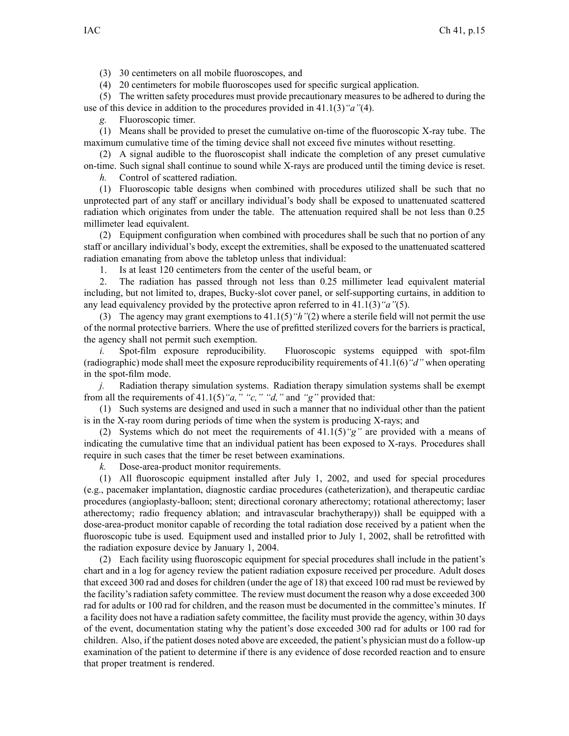(3) 30 centimeters on all mobile fluoroscopes, and

(4) 20 centimeters for mobile fluoroscopes used for specific surgical application.

(5) The written safety procedures must provide precautionary measures to be adhered to during the use of this device in addition to the procedures provided in 41.1(3)*"a"*(4).

*g.* Fluoroscopic timer.

(1) Means shall be provided to preset the cumulative on-time of the fluoroscopic X-ray tube. The maximum cumulative time of the timing device shall not exceed five minutes without resetting.

(2) A signal audible to the fluoroscopist shall indicate the completion of any preset cumulative on-time. Such signal shall continue to sound while X-rays are produced until the timing device is reset.

*h.* Control of scattered radiation.

(1) Fluoroscopic table designs when combined with procedures utilized shall be such that no unprotected part of any staff or ancillary individual's body shall be exposed to unattenuated scattered radiation which originates from under the table. The attenuation required shall be not less than 0.25 millimeter lead equivalent.

(2) Equipment configuration when combined with procedures shall be such that no portion of any staff or ancillary individual's body, except the extremities, shall be exposed to the unattenuated scattered radiation emanating from above the tabletop unless that individual:

1. Is at least 120 centimeters from the center of the useful beam, or

2. The radiation has passed through not less than 0.25 millimeter lead equivalent material including, but not limited to, drapes, Bucky-slot cover panel, or self-supporting curtains, in addition to any lead equivalency provided by the protective apron referred to in 41.1(3)*"a"*(5).

(3) The agency may grant exemptions to 41.1(5)*"h"*(2) where a sterile field will not permit the use of the normal protective barriers. Where the use of prefitted sterilized covers for the barriers is practical, the agency shall not permit such exemption.

*i.* Spot-film exposure reproducibility. Fluoroscopic systems equipped with spot-film (radiographic) mode shall meet the exposure reproducibility requirements of 41.1(6)*"d"* when operating in the spot-film mode.

*j.* Radiation therapy simulation systems. Radiation therapy simulation systems shall be exempt from all the requirements of 41.1(5)*"a," "c," "d,"* and *"g"* provided that:

(1) Such systems are designed and used in such a manner that no individual other than the patient is in the X-ray room during periods of time when the system is producing X-rays; and

(2) Systems which do not meet the requirements of 41.1(5)*"g"* are provided with a means of indicating the cumulative time that an individual patient has been exposed to X-rays. Procedures shall require in such cases that the timer be reset between examinations.

*k.* Dose-area-product monitor requirements.

(1) All fluoroscopic equipment installed after July 1, 2002, and used for special procedures (e.g., pacemaker implantation, diagnostic cardiac procedures (catheterization), and therapeutic cardiac procedures (angioplasty-balloon; stent; directional coronary atherectomy; rotational atherectomy; laser atherectomy; radio frequency ablation; and intravascular brachytherapy)) shall be equipped with a dose-area-product monitor capable of recording the total radiation dose received by a patient when the fluoroscopic tube is used. Equipment used and installed prior to July 1, 2002, shall be retrofitted with the radiation exposure device by January 1, 2004.

(2) Each facility using fluoroscopic equipment for special procedures shall include in the patient's chart and in a log for agency review the patient radiation exposure received per procedure. Adult doses that exceed 300 rad and doses for children (under the age of 18) that exceed 100 rad must be reviewed by the facility's radiation safety committee. The review must document the reason why a dose exceeded 300 rad for adults or 100 rad for children, and the reason must be documented in the committee's minutes. If a facility does not have a radiation safety committee, the facility must provide the agency, within 30 days of the event, documentation stating why the patient's dose exceeded 300 rad for adults or 100 rad for children. Also, if the patient doses noted above are exceeded, the patient's physician must do a follow-up examination of the patient to determine if there is any evidence of dose recorded reaction and to ensure that proper treatment is rendered.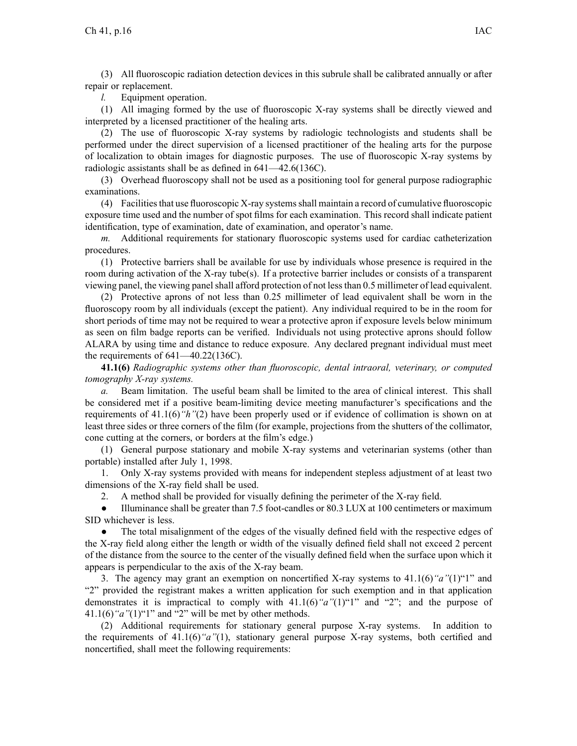(3) All fluoroscopic radiation detection devices in this subrule shall be calibrated annually or after repair or replacement.

*l.* Equipment operation.

(1) All imaging formed by the use of fluoroscopic X-ray systems shall be directly viewed and interpreted by a licensed practitioner of the healing arts.

(2) The use of fluoroscopic X-ray systems by radiologic technologists and students shall be performed under the direct supervision of a licensed practitioner of the healing arts for the purpose of localization to obtain images for diagnostic purposes. The use of fluoroscopic X-ray systems by radiologic assistants shall be as defined in 641—42.6(136C).

(3) Overhead fluoroscopy shall not be used as a positioning tool for general purpose radiographic examinations.

(4) Facilities that use fluoroscopic X-ray systems shall maintain a record of cumulative fluoroscopic exposure time used and the number of spot films for each examination. This record shall indicate patient identification, type of examination, date of examination, and operator's name.

*m.* Additional requirements for stationary fluoroscopic systems used for cardiac catheterization procedures.

(1) Protective barriers shall be available for use by individuals whose presence is required in the room during activation of the X-ray tube(s). If a protective barrier includes or consists of a transparent viewing panel, the viewing panel shall afford protection of not less than 0.5 millimeter of lead equivalent.

(2) Protective aprons of not less than 0.25 millimeter of lead equivalent shall be worn in the fluoroscopy room by all individuals (except the patient). Any individual required to be in the room for short periods of time may not be required to wear a protective apron if exposure levels below minimum as seen on film badge reports can be verified. Individuals not using protective aprons should follow ALARA by using time and distance to reduce exposure. Any declared pregnant individual must meet the requirements of 641—40.22(136C).

**41.1(6)** *Radiographic systems other than fluoroscopic, dental intraoral, veterinary, or computed tomography X-ray systems.*

*a.* Beam limitation. The useful beam shall be limited to the area of clinical interest. This shall be considered met if a positive beam-limiting device meeting manufacturer's specifications and the requirements of 41.1(6)*"h"*(2) have been properly used or if evidence of collimation is shown on at least three sides or three corners of the film (for example, projections from the shutters of the collimator, cone cutting at the corners, or borders at the film's edge.)

(1) General purpose stationary and mobile X-ray systems and veterinarian systems (other than portable) installed after July 1, 1998.

1. Only X-ray systems provided with means for independent stepless adjustment of at least two dimensions of the X-ray field shall be used.

2. A method shall be provided for visually defining the perimeter of the X-ray field.

- Illuminance shall be greater than 7.5 foot-candles or 80.3 LUX at 100 centimeters or maximum SID whichever is less.
- The total misalignment of the edges of the visually defined field with the respective edges of the X-ray field along either the length or width of the visually defined field shall not exceed 2 percent of the distance from the source to the center of the visually defined field when the surface upon which it appears is perpendicular to the axis of the X-ray beam.

3. The agency may grant an exemption on noncertified X-ray systems to 41.1(6)*"a"*(1)"1" and "2" provided the registrant makes a written application for such exemption and in that application demonstrates it is impractical to comply with 41.1(6)*"a"*(1)"1" and "2"; and the purpose of 41.1(6)*"a"*(1)"1" and "2" will be met by other methods.

(2) Additional requirements for stationary general purpose X-ray systems. In addition to the requirements of 41.1(6)*"a"*(1), stationary general purpose X-ray systems, both certified and noncertified, shall meet the following requirements: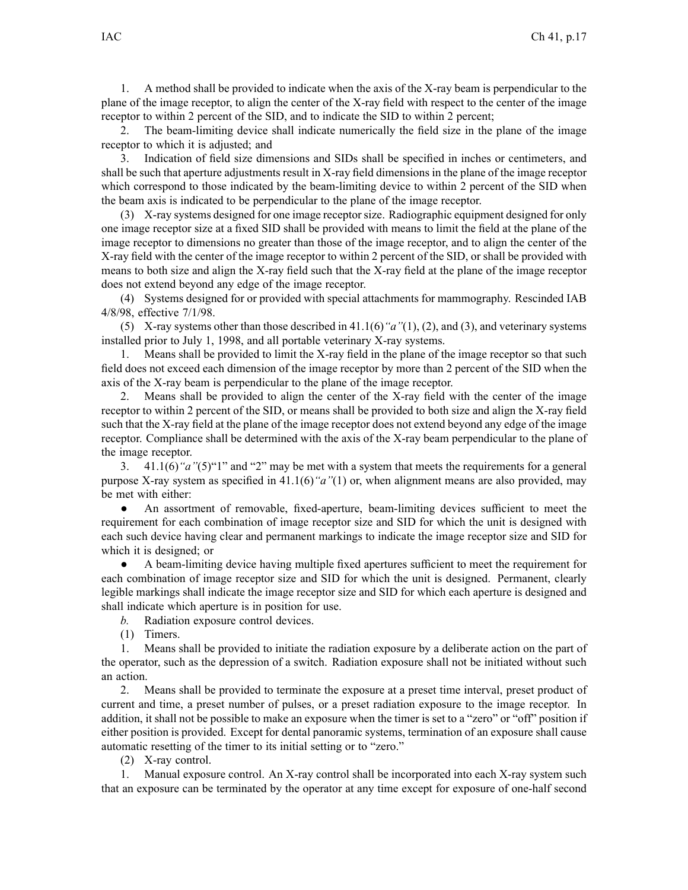1. A method shall be provided to indicate when the axis of the X-ray beam is perpendicular to the plane of the image receptor, to align the center of the X-ray field with respect to the center of the image receptor to within 2 percent of the SID, and to indicate the SID to within 2 percent;

2. The beam-limiting device shall indicate numerically the field size in the plane of the image receptor to which it is adjusted; and

3. Indication of field size dimensions and SIDs shall be specified in inches or centimeters, and shall be such that aperture adjustments result in X-ray field dimensions in the plane of the image receptor which correspond to those indicated by the beam-limiting device to within 2 percent of the SID when the beam axis is indicated to be perpendicular to the plane of the image receptor.

(3) X-ray systems designed for one image receptor size. Radiographic equipment designed for only one image receptor size at a fixed SID shall be provided with means to limit the field at the plane of the image receptor to dimensions no greater than those of the image receptor, and to align the center of the X-ray field with the center of the image receptor to within 2 percent of the SID, or shall be provided with means to both size and align the X-ray field such that the X-ray field at the plane of the image receptor does not extend beyond any edge of the image receptor.

(4) Systems designed for or provided with special attachments for mammography. Rescinded IAB 4/8/98, effective 7/1/98.

(5) X-ray systems other than those described in 41.1(6)*"a"*(1), (2), and (3), and veterinary systems installed prior to July 1, 1998, and all portable veterinary X-ray systems.

1. Means shall be provided to limit the X-ray field in the plane of the image receptor so that such field does not exceed each dimension of the image receptor by more than 2 percent of the SID when the axis of the X-ray beam is perpendicular to the plane of the image receptor.

2. Means shall be provided to align the center of the X-ray field with the center of the image receptor to within 2 percent of the SID, or means shall be provided to both size and align the X-ray field such that the X-ray field at the plane of the image receptor does not extend beyond any edge of the image receptor. Compliance shall be determined with the axis of the X-ray beam perpendicular to the plane of the image receptor.

3. 41.1(6)*"a"*(5)"1" and "2" may be met with a system that meets the requirements for a general purpose X-ray system as specified in 41.1(6)*"a"*(1) or, when alignment means are also provided, may be met with either:

- An assortment of removable, fixed-aperture, beam-limiting devices sufficient to meet the requirement for each combination of image receptor size and SID for which the unit is designed with each such device having clear and permanent markings to indicate the image receptor size and SID for which it is designed; or
- A beam-limiting device having multiple fixed apertures sufficient to meet the requirement for each combination of image receptor size and SID for which the unit is designed. Permanent, clearly legible markings shall indicate the image receptor size and SID for which each aperture is designed and shall indicate which aperture is in position for use.

*b.* Radiation exposure control devices.

(1) Timers.

1. Means shall be provided to initiate the radiation exposure by a deliberate action on the part of the operator, such as the depression of a switch. Radiation exposure shall not be initiated without such an action.

2. Means shall be provided to terminate the exposure at a preset time interval, preset product of current and time, a preset number of pulses, or a preset radiation exposure to the image receptor. In addition, it shall not be possible to make an exposure when the timer is set to a "zero" or "off" position if either position is provided. Except for dental panoramic systems, termination of an exposure shall cause automatic resetting of the timer to its initial setting or to "zero."

(2) X-ray control.

1. Manual exposure control. An X-ray control shall be incorporated into each X-ray system such that an exposure can be terminated by the operator at any time except for exposure of one-half second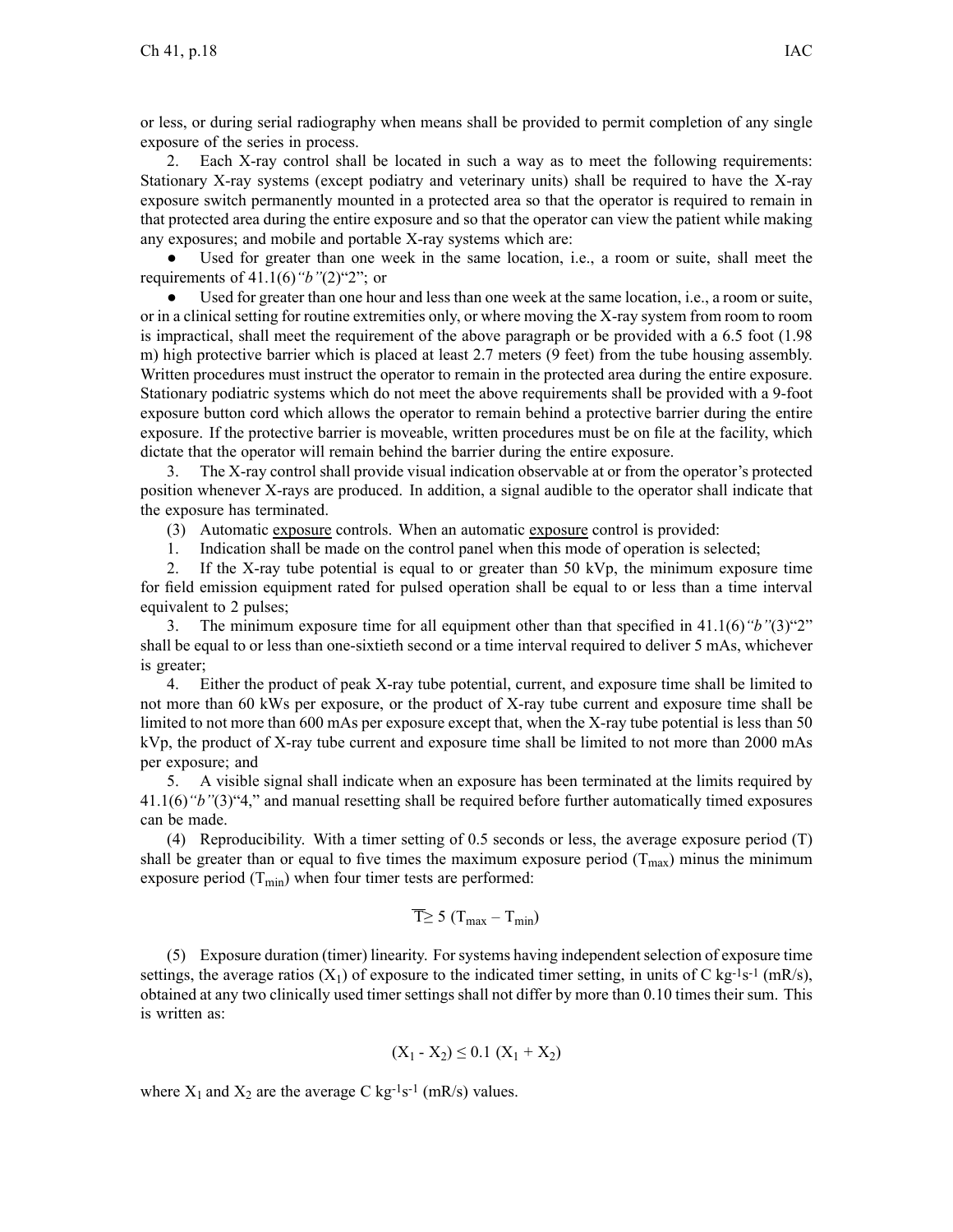or less, or during serial radiography when means shall be provided to permit completion of any single exposure of the series in process.

2. Each X-ray control shall be located in such a way as to meet the following requirements: Stationary X-ray systems (except podiatry and veterinary units) shall be required to have the X-ray exposure switch permanently mounted in a protected area so that the operator is required to remain in that protected area during the entire exposure and so that the operator can view the patient while making any exposures; and mobile and portable X-ray systems which are:

- Used for greater than one week in the same location, i.e., a room or suite, shall meet the requirements of 41.1(6)*"b"*(2)"2"; or
- Used for greater than one hour and less than one week at the same location, i.e., a room or suite, or in a clinical setting for routine extremities only, or where moving the X-ray system from room to room is impractical, shall meet the requirement of the above paragraph or be provided with a 6.5 foot (1.98 m) high protective barrier which is placed at least 2.7 meters (9 feet) from the tube housing assembly. Written procedures must instruct the operator to remain in the protected area during the entire exposure. Stationary podiatric systems which do not meet the above requirements shall be provided with a 9-foot exposure button cord which allows the operator to remain behind a protective barrier during the entire exposure. If the protective barrier is moveable, written procedures must be on file at the facility, which dictate that the operator will remain behind the barrier during the entire exposure.

3. The X-ray control shall provide visual indication observable at or from the operator's protected position whenever X-rays are produced. In addition, a signal audible to the operator shall indicate that the exposure has terminated.

(3) Automatic exposure controls. When an automatic exposure control is provided:

1. Indication shall be made on the control panel when this mode of operation is selected;

2. If the X-ray tube potential is equal to or greater than 50 kVp, the minimum exposure time for field emission equipment rated for pulsed operation shall be equal to or less than a time interval equivalent to 2 pulses;

3. The minimum exposure time for all equipment other than that specified in 41.1(6)*"b"*(3)"2" shall be equal to or less than one-sixtieth second or a time interval required to deliver 5 mAs, whichever is greater;

4. Either the product of peak X-ray tube potential, current, and exposure time shall be limited to not more than 60 kWs per exposure, or the product of X-ray tube current and exposure time shall be limited to not more than 600 mAs per exposure except that, when the X-ray tube potential is less than 50 kVp, the product of X-ray tube current and exposure time shall be limited to not more than 2000 mAs per exposure; and

5. A visible signal shall indicate when an exposure has been terminated at the limits required by 41.1(6)*"b"*(3)"4," and manual resetting shall be required before further automatically timed exposures can be made.

(4) Reproducibility. With a timer setting of 0.5 seconds or less, the average exposure period (T) shall be greater than or equal to five times the maximum exposure period ($T_{max}$) minus the minimum exposure period ($T_{min}$) when four timer tests are performed:

$$\overline{T} \geq 5\,(T_{max} - T_{min})$$

(5) Exposure duration (timer) linearity. For systems having independent selection of exposure time settings, the average ratios ($X_1$) of exposure to the indicated timer setting, in units of C $kg^{-1}s^{-1}$ (mR/s), obtained at any two clinically used timer settings shall not differ by more than 0.10 times their sum. This is written as:

$$(X_1 - X_2) \leq 0.1\,(X_1 + X_2)$$

where $X_1$ and $X_2$ are the average C $kg^{-1}s^{-1}$ (mR/s) values.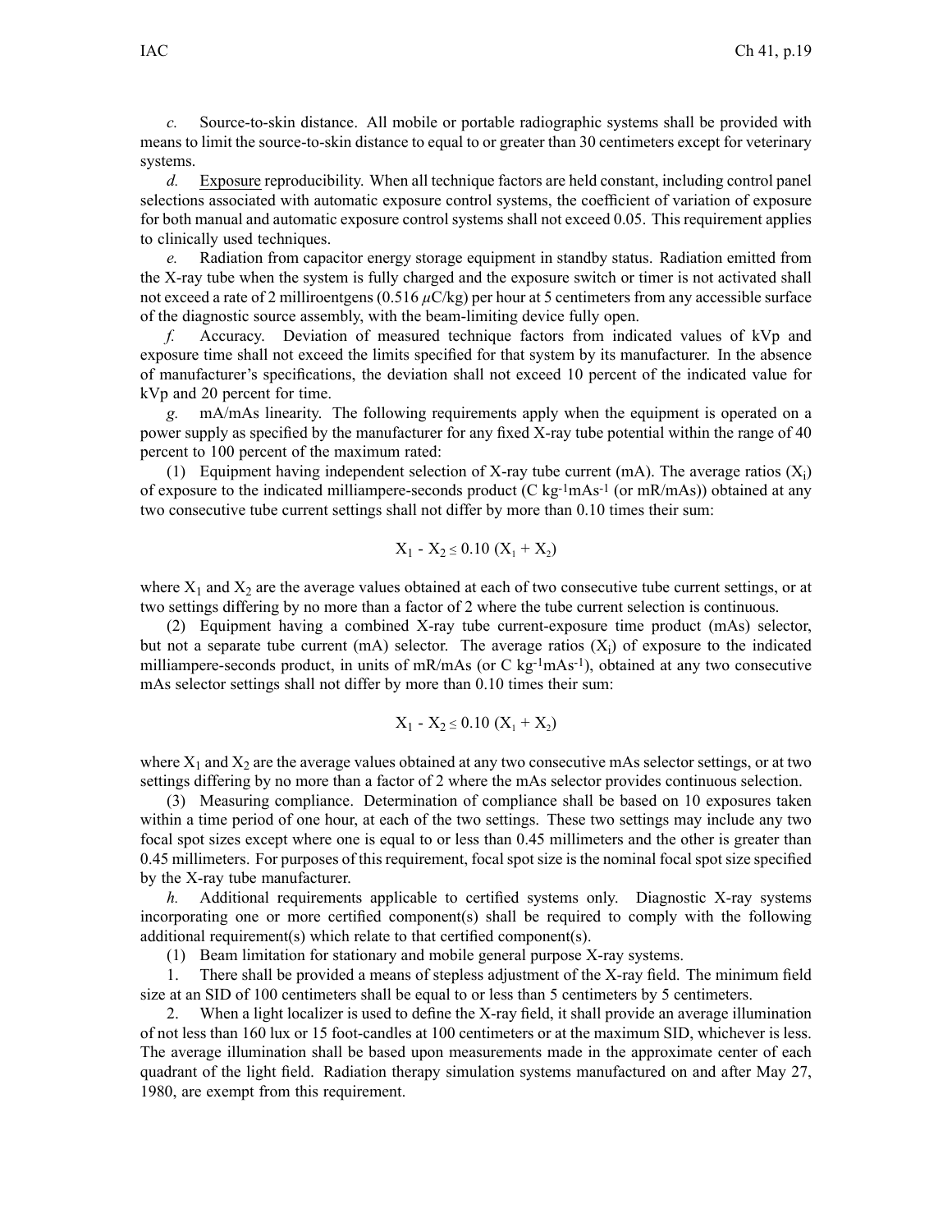*c.* Source-to-skin distance. All mobile or portable radiographic systems shall be provided with means to limit the source-to-skin distance to equal to or greater than 30 centimeters except for veterinary systems.

*d.* Exposure reproducibility. When all technique factors are held constant, including control panel selections associated with automatic exposure control systems, the coefficient of variation of exposure for both manual and automatic exposure control systems shall not exceed 0.05. This requirement applies to clinically used techniques.

*e.* Radiation from capacitor energy storage equipment in standby status. Radiation emitted from the X-ray tube when the system is fully charged and the exposure switch or timer is not activated shall not exceed a rate of 2 milliroentgens (0.516 $\mu$C/kg) per hour at 5 centimeters from any accessible surface of the diagnostic source assembly, with the beam-limiting device fully open.

*f.* Accuracy. Deviation of measured technique factors from indicated values of kVp and exposure time shall not exceed the limits specified for that system by its manufacturer. In the absence of manufacturer's specifications, the deviation shall not exceed 10 percent of the indicated value for kVp and 20 percent for time.

*g.* mA/mAs linearity. The following requirements apply when the equipment is operated on a power supply as specified by the manufacturer for any fixed X-ray tube potential within the range of 40 percent to 100 percent of the maximum rated:

(1) Equipment having independent selection of X-ray tube current (mA). The average ratios ($X_i$) of exposure to the indicated milliampere-seconds product (C $kg^{-1}mAs^{-1}$ (or mR/mAs)) obtained at any two consecutive tube current settings shall not differ by more than 0.10 times their sum:

$$X_1 - X_2 \leq 0.10\,(X_1 + X_2)$$

where $X_1$ and $X_2$ are the average values obtained at each of two consecutive tube current settings, or at two settings differing by no more than a factor of 2 where the tube current selection is continuous.

(2) Equipment having a combined X-ray tube current-exposure time product (mAs) selector, but not a separate tube current (mA) selector. The average ratios ($X_i$) of exposure to the indicated milliampere-seconds product, in units of mR/mAs (or C $kg^{-1}mAs^{-1}$), obtained at any two consecutive mAs selector settings shall not differ by more than 0.10 times their sum:

$$X_1 - X_2 \leq 0.10\,(X_1 + X_2)$$

where $X_1$ and $X_2$ are the average values obtained at any two consecutive mAs selector settings, or at two settings differing by no more than a factor of 2 where the mAs selector provides continuous selection.

(3) Measuring compliance. Determination of compliance shall be based on 10 exposures taken within a time period of one hour, at each of the two settings. These two settings may include any two focal spot sizes except where one is equal to or less than 0.45 millimeters and the other is greater than 0.45 millimeters. For purposes of this requirement, focal spot size is the nominal focal spot size specified by the X-ray tube manufacturer.

*h.* Additional requirements applicable to certified systems only. Diagnostic X-ray systems incorporating one or more certified component(s) shall be required to comply with the following additional requirement(s) which relate to that certified component(s).

(1) Beam limitation for stationary and mobile general purpose X-ray systems.

1. There shall be provided a means of stepless adjustment of the X-ray field. The minimum field size at an SID of 100 centimeters shall be equal to or less than 5 centimeters by 5 centimeters.

2. When a light localizer is used to define the X-ray field, it shall provide an average illumination of not less than 160 lux or 15 foot-candles at 100 centimeters or at the maximum SID, whichever is less. The average illumination shall be based upon measurements made in the approximate center of each quadrant of the light field. Radiation therapy simulation systems manufactured on and after May 27, 1980, are exempt from this requirement.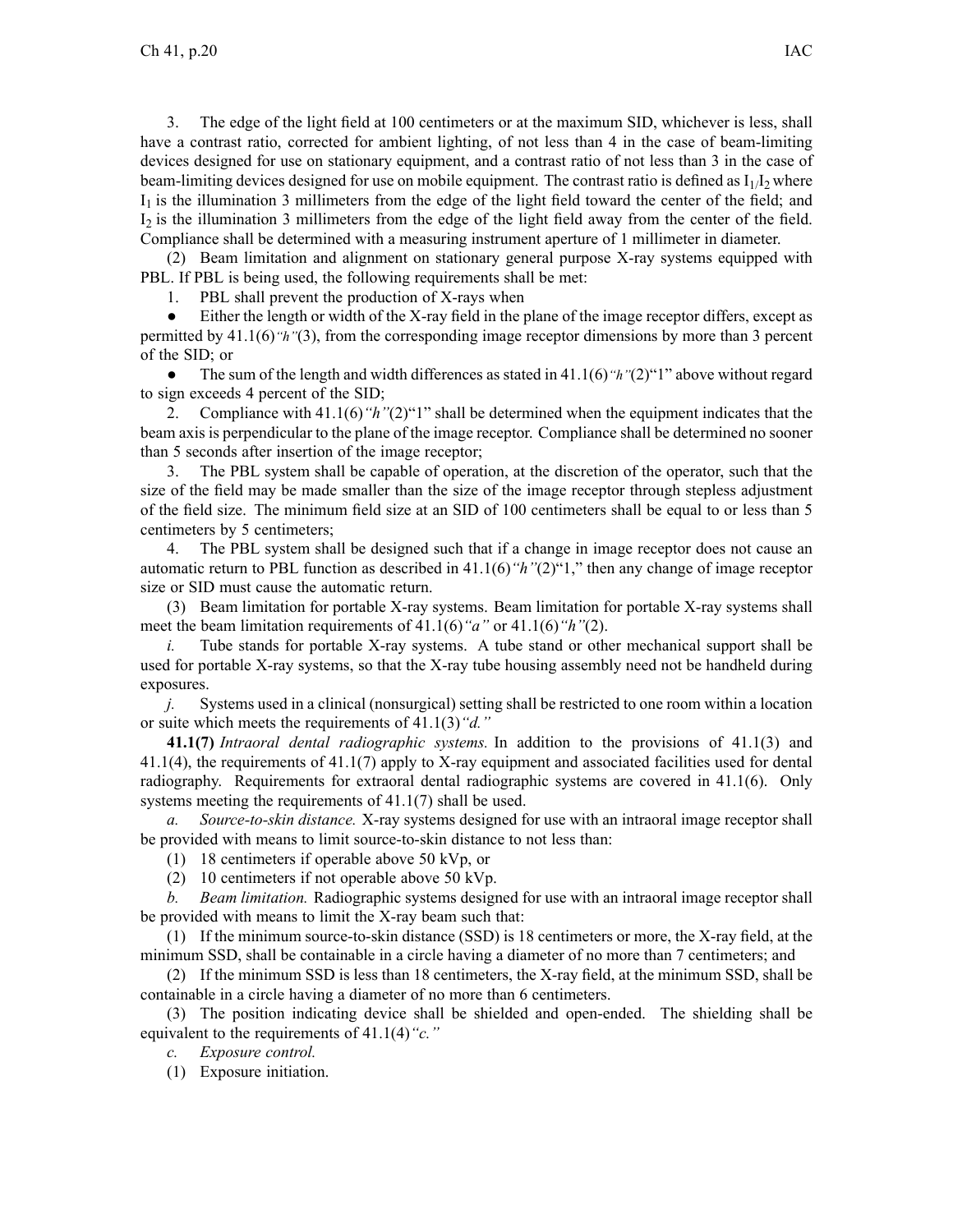3. The edge of the light field at 100 centimeters or at the maximum SID, whichever is less, shall have a contrast ratio, corrected for ambient lighting, of not less than 4 in the case of beam-limiting devices designed for use on stationary equipment, and a contrast ratio of not less than 3 in the case of beam-limiting devices designed for use on mobile equipment. The contrast ratio is defined as $I_1/I_2$ where $I_1$ is the illumination 3 millimeters from the edge of the light field toward the center of the field; and $I_2$ is the illumination 3 millimeters from the edge of the light field away from the center of the field. Compliance shall be determined with a measuring instrument aperture of 1 millimeter in diameter.

(2) Beam limitation and alignment on stationary general purpose X-ray systems equipped with PBL. If PBL is being used, the following requirements shall be met:

1. PBL shall prevent the production of X-rays when

- Either the length or width of the X-ray field in the plane of the image receptor differs, except as permitted by 41.1(6)*"h"*(3), from the corresponding image receptor dimensions by more than 3 percent of the SID; or

- The sum of the length and width differences as stated in 41.1(6)*"h"*(2)"1" above without regard to sign exceeds 4 percent of the SID;

2. Compliance with 41.1(6)*"h"*(2)"1" shall be determined when the equipment indicates that the beam axis is perpendicular to the plane of the image receptor. Compliance shall be determined no sooner than 5 seconds after insertion of the image receptor;

3. The PBL system shall be capable of operation, at the discretion of the operator, such that the size of the field may be made smaller than the size of the image receptor through stepless adjustment of the field size. The minimum field size at an SID of 100 centimeters shall be equal to or less than 5 centimeters by 5 centimeters;

4. The PBL system shall be designed such that if a change in image receptor does not cause an automatic return to PBL function as described in 41.1(6)*"h"*(2)"1," then any change of image receptor size or SID must cause the automatic return.

(3) Beam limitation for portable X-ray systems. Beam limitation for portable X-ray systems shall meet the beam limitation requirements of 41.1(6)*"a"* or 41.1(6)*"h"*(2).

*i.* Tube stands for portable X-ray systems. A tube stand or other mechanical support shall be used for portable X-ray systems, so that the X-ray tube housing assembly need not be handheld during exposures.

*j.* Systems used in a clinical (nonsurgical) setting shall be restricted to one room within a location or suite which meets the requirements of 41.1(3)*"d."*

**41.1(7)** *Intraoral dental radiographic systems.* In addition to the provisions of 41.1(3) and 41.1(4), the requirements of 41.1(7) apply to X-ray equipment and associated facilities used for dental radiography. Requirements for extraoral dental radiographic systems are covered in 41.1(6). Only systems meeting the requirements of 41.1(7) shall be used.

*a. Source-to-skin distance.* X-ray systems designed for use with an intraoral image receptor shall be provided with means to limit source-to-skin distance to not less than:

(1) 18 centimeters if operable above 50 kVp, or

(2) 10 centimeters if not operable above 50 kVp.

*b. Beam limitation.* Radiographic systems designed for use with an intraoral image receptor shall be provided with means to limit the X-ray beam such that:

(1) If the minimum source-to-skin distance (SSD) is 18 centimeters or more, the X-ray field, at the minimum SSD, shall be containable in a circle having a diameter of no more than 7 centimeters; and

(2) If the minimum SSD is less than 18 centimeters, the X-ray field, at the minimum SSD, shall be containable in a circle having a diameter of no more than 6 centimeters.

(3) The position indicating device shall be shielded and open-ended. The shielding shall be equivalent to the requirements of 41.1(4)*"c."*

*c. Exposure control.*

(1) Exposure initiation.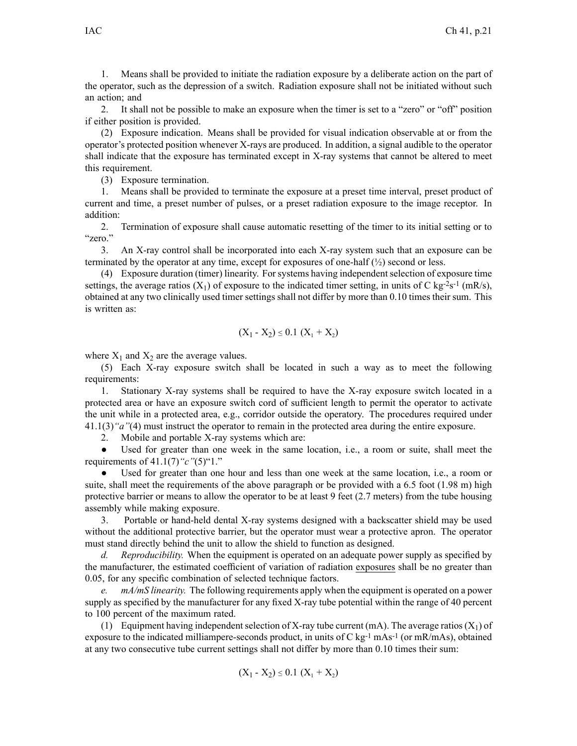1. Means shall be provided to initiate the radiation exposure by a deliberate action on the part of the operator, such as the depression of a switch. Radiation exposure shall not be initiated without such an action; and

2. It shall not be possible to make an exposure when the timer is set to a "zero" or "off" position if either position is provided.

(2) Exposure indication. Means shall be provided for visual indication observable at or from the operator's protected position whenever X-rays are produced. In addition, a signal audible to the operator shall indicate that the exposure has terminated except in X-ray systems that cannot be altered to meet this requirement.

(3) Exposure termination.

1. Means shall be provided to terminate the exposure at a preset time interval, preset product of current and time, a preset number of pulses, or a preset radiation exposure to the image receptor. In addition:

2. Termination of exposure shall cause automatic resetting of the timer to its initial setting or to "zero."

3. An X-ray control shall be incorporated into each X-ray system such that an exposure can be terminated by the operator at any time, except for exposures of one-half (½) second or less.

(4) Exposure duration (timer) linearity. For systems having independent selection of exposure time settings, the average ratios ($X_1$) of exposure to the indicated timer setting, in units of C $kg^{-2}s^{-1}$ (mR/s), obtained at any two clinically used timer settings shall not differ by more than 0.10 times their sum. This is written as:

$$(X_1 - X_2) \leq 0.1\ (X_1 + X_2)$$

where $X_1$ and $X_2$ are the average values.

(5) Each X-ray exposure switch shall be located in such a way as to meet the following requirements:

1. Stationary X-ray systems shall be required to have the X-ray exposure switch located in a protected area or have an exposure switch cord of sufficient length to permit the operator to activate the unit while in a protected area, e.g., corridor outside the operatory. The procedures required under 41.1(3)*"a"*(4) must instruct the operator to remain in the protected area during the entire exposure.

2. Mobile and portable X-ray systems which are:

- Used for greater than one week in the same location, i.e., a room or suite, shall meet the requirements of 41.1(7)*"c"*(5)"1."
- Used for greater than one hour and less than one week at the same location, i.e., a room or suite, shall meet the requirements of the above paragraph or be provided with a 6.5 foot (1.98 m) high protective barrier or means to allow the operator to be at least 9 feet (2.7 meters) from the tube housing assembly while making exposure.

3. Portable or hand-held dental X-ray systems designed with a backscatter shield may be used without the additional protective barrier, but the operator must wear a protective apron. The operator must stand directly behind the unit to allow the shield to function as designed.

*d. Reproducibility.* When the equipment is operated on an adequate power supply as specified by the manufacturer, the estimated coefficient of variation of radiation exposures shall be no greater than 0.05, for any specific combination of selected technique factors.

*e. mA/mS linearity.* The following requirements apply when the equipment is operated on a power supply as specified by the manufacturer for any fixed X-ray tube potential within the range of 40 percent to 100 percent of the maximum rated.

(1) Equipment having independent selection of X-ray tube current (mA). The average ratios ($X_1$) of exposure to the indicated milliampere-seconds product, in units of C $kg^{-1}$ $mAs^{-1}$ (or mR/mAs), obtained at any two consecutive tube current settings shall not differ by more than 0.10 times their sum:

$$(X_1 - X_2) \leq 0.1\ (X_1 + X_2)$$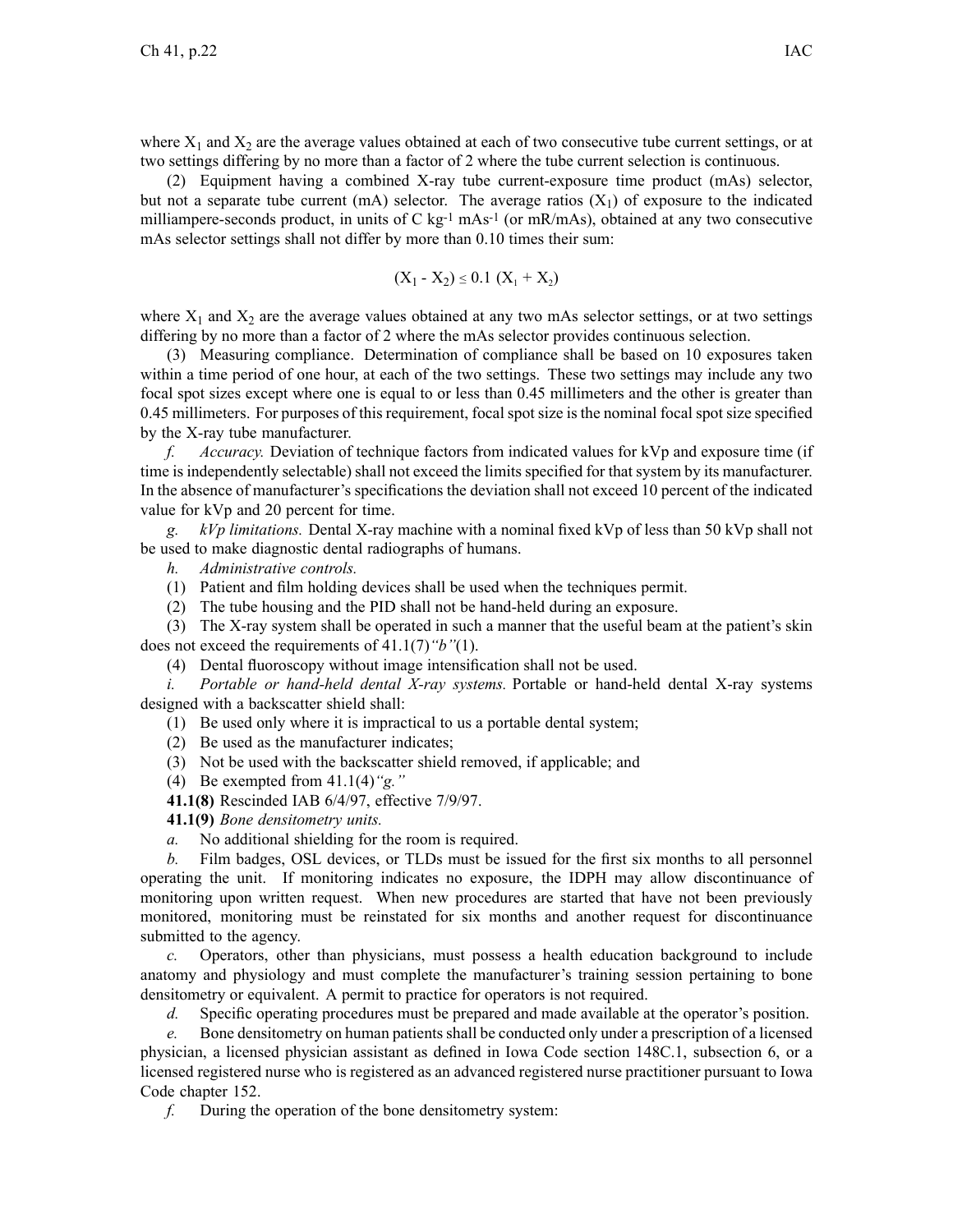where $X_1$ and $X_2$ are the average values obtained at each of two consecutive tube current settings, or at two settings differing by no more than a factor of 2 where the tube current selection is continuous.

(2) Equipment having a combined X-ray tube current-exposure time product (mAs) selector, but not a separate tube current (mA) selector. The average ratios ($X_1$) of exposure to the indicated milliampere-seconds product, in units of C $kg^{-1}$ $mAs^{-1}$ (or mR/mAs), obtained at any two consecutive mAs selector settings shall not differ by more than 0.10 times their sum:

$$(X_1 - X_2) \leq 0.1\ (X_1 + X_2)$$

where $X_1$ and $X_2$ are the average values obtained at any two mAs selector settings, or at two settings differing by no more than a factor of 2 where the mAs selector provides continuous selection.

(3) Measuring compliance. Determination of compliance shall be based on 10 exposures taken within a time period of one hour, at each of the two settings. These two settings may include any two focal spot sizes except where one is equal to or less than 0.45 millimeters and the other is greater than 0.45 millimeters. For purposes of this requirement, focal spot size is the nominal focal spot size specified by the X-ray tube manufacturer.

*f.* *Accuracy.* Deviation of technique factors from indicated values for kVp and exposure time (if time is independently selectable) shall not exceed the limits specified for that system by its manufacturer. In the absence of manufacturer's specifications the deviation shall not exceed 10 percent of the indicated value for kVp and 20 percent for time.

*g.* *kVp limitations.* Dental X-ray machine with a nominal fixed kVp of less than 50 kVp shall not be used to make diagnostic dental radiographs of humans.

*h.* *Administrative controls.*

(1) Patient and film holding devices shall be used when the techniques permit.

(2) The tube housing and the PID shall not be hand-held during an exposure.

(3) The X-ray system shall be operated in such a manner that the useful beam at the patient's skin does not exceed the requirements of 41.1(7)*"b"*(1).

(4) Dental fluoroscopy without image intensification shall not be used.

*i.* *Portable or hand-held dental X-ray systems.* Portable or hand-held dental X-ray systems designed with a backscatter shield shall:

(1) Be used only where it is impractical to us a portable dental system;

(2) Be used as the manufacturer indicates;

(3) Not be used with the backscatter shield removed, if applicable; and

(4) Be exempted from 41.1(4)*"g."*

**41.1(8)** Rescinded IAB 6/4/97, effective 7/9/97.

**41.1(9)** *Bone densitometry units.*

*a.* No additional shielding for the room is required.

*b.* Film badges, OSL devices, or TLDs must be issued for the first six months to all personnel operating the unit. If monitoring indicates no exposure, the IDPH may allow discontinuance of monitoring upon written request. When new procedures are started that have not been previously monitored, monitoring must be reinstated for six months and another request for discontinuance submitted to the agency.

*c.* Operators, other than physicians, must possess a health education background to include anatomy and physiology and must complete the manufacturer's training session pertaining to bone densitometry or equivalent. A permit to practice for operators is not required.

*d.* Specific operating procedures must be prepared and made available at the operator's position.

*e.* Bone densitometry on human patients shall be conducted only under a prescription of a licensed physician, a licensed physician assistant as defined in Iowa Code section 148C.1, subsection 6, or a licensed registered nurse who is registered as an advanced registered nurse practitioner pursuant to Iowa Code chapter 152.

*f.* During the operation of the bone densitometry system: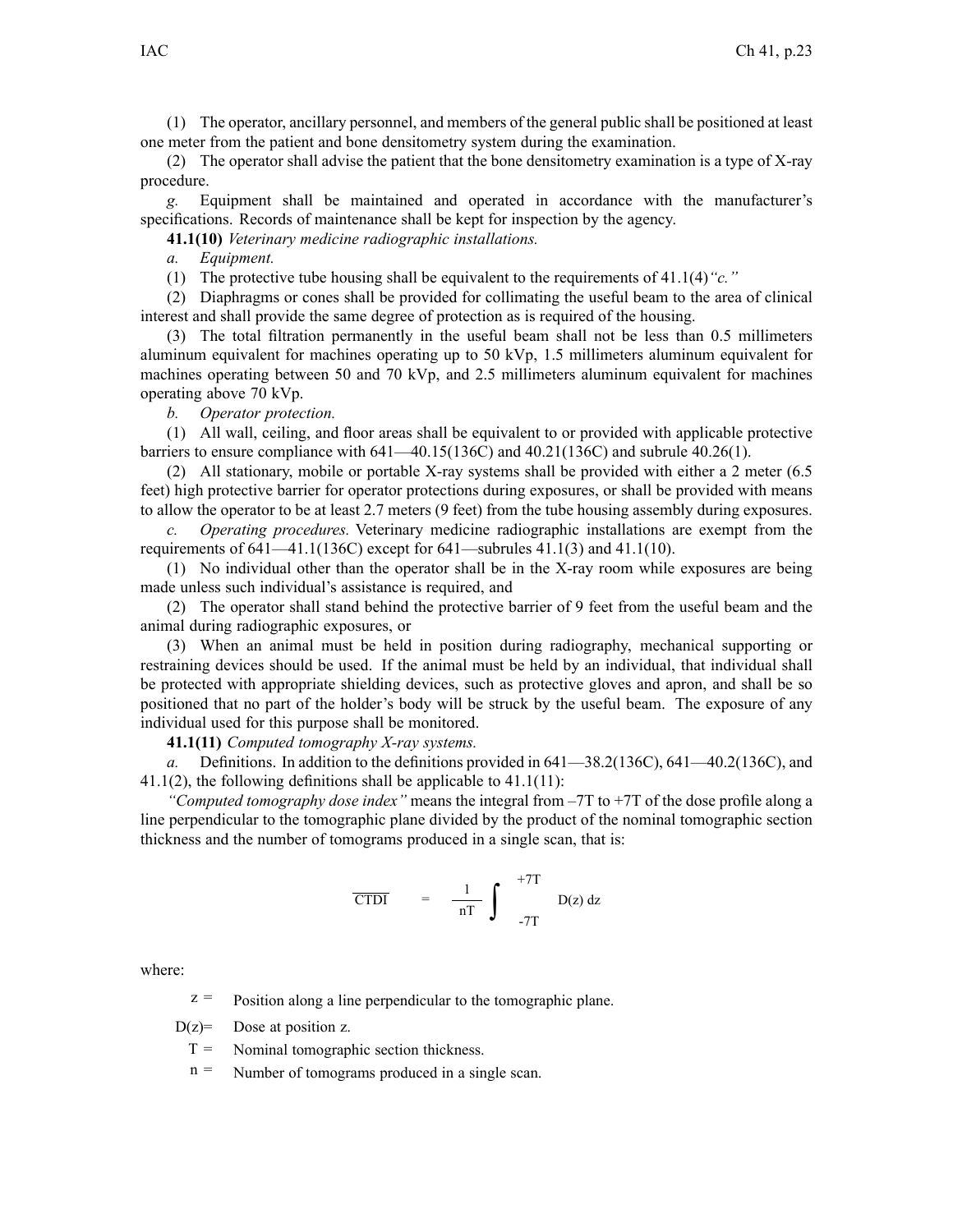(1) The operator, ancillary personnel, and members of the general public shall be positioned at least one meter from the patient and bone densitometry system during the examination.

(2) The operator shall advise the patient that the bone densitometry examination is a type of X-ray procedure.

*g.* Equipment shall be maintained and operated in accordance with the manufacturer's specifications. Records of maintenance shall be kept for inspection by the agency.

**41.1(10)** *Veterinary medicine radiographic installations.*

*a. Equipment.*

(1) The protective tube housing shall be equivalent to the requirements of 41.1(4)*"c."*

(2) Diaphragms or cones shall be provided for collimating the useful beam to the area of clinical interest and shall provide the same degree of protection as is required of the housing.

(3) The total filtration permanently in the useful beam shall not be less than 0.5 millimeters aluminum equivalent for machines operating up to 50 kVp, 1.5 millimeters aluminum equivalent for machines operating between 50 and 70 kVp, and 2.5 millimeters aluminum equivalent for machines operating above 70 kVp.

*b. Operator protection.*

(1) All wall, ceiling, and floor areas shall be equivalent to or provided with applicable protective barriers to ensure compliance with 641—40.15(136C) and 40.21(136C) and subrule 40.26(1).

(2) All stationary, mobile or portable X-ray systems shall be provided with either a 2 meter (6.5 feet) high protective barrier for operator protections during exposures, or shall be provided with means to allow the operator to be at least 2.7 meters (9 feet) from the tube housing assembly during exposures.

*c. Operating procedures.* Veterinary medicine radiographic installations are exempt from the requirements of 641—41.1(136C) except for 641—subrules 41.1(3) and 41.1(10).

(1) No individual other than the operator shall be in the X-ray room while exposures are being made unless such individual's assistance is required, and

(2) The operator shall stand behind the protective barrier of 9 feet from the useful beam and the animal during radiographic exposures, or

(3) When an animal must be held in position during radiography, mechanical supporting or restraining devices should be used. If the animal must be held by an individual, that individual shall be protected with appropriate shielding devices, such as protective gloves and apron, and shall be so positioned that no part of the holder's body will be struck by the useful beam. The exposure of any individual used for this purpose shall be monitored.

**41.1(11)** *Computed tomography X-ray systems.*

*a.* Definitions. In addition to the definitions provided in 641—38.2(136C), 641—40.2(136C), and 41.1(2), the following definitions shall be applicable to 41.1(11):

*"Computed tomography dose index"* means the integral from –7T to +7T of the dose profile along a line perpendicular to the tomographic plane divided by the product of the nominal tomographic section thickness and the number of tomograms produced in a single scan, that is:

$$\overline{CTDI} = \frac{1}{nT} \int_{-7T}^{+7T} D(z)\,dz$$

where:

$z$ = Position along a line perpendicular to the tomographic plane.

$D(z)$ = Dose at position $z$.

$T$ = Nominal tomographic section thickness.

$n$ = Number of tomograms produced in a single scan.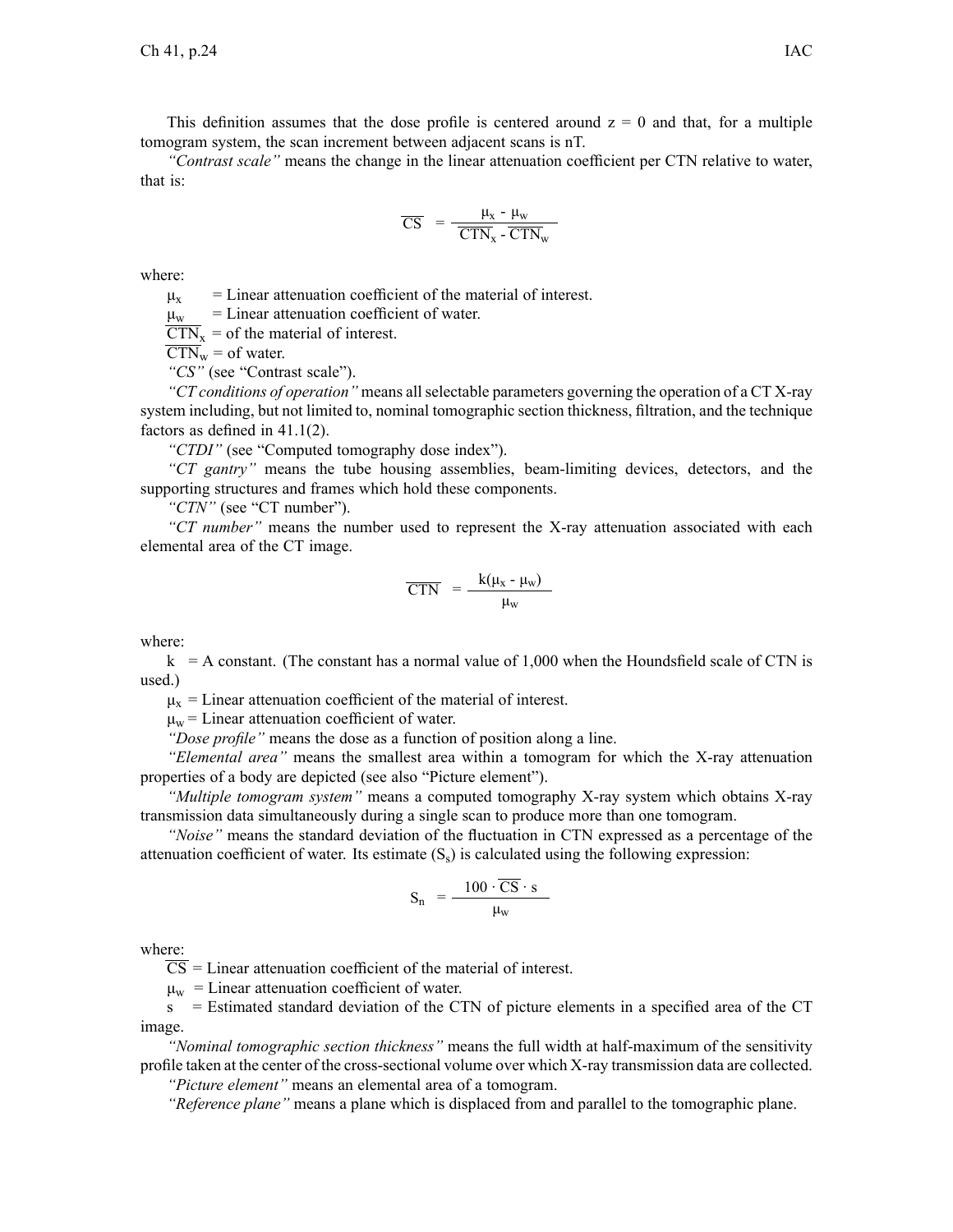This definition assumes that the dose profile is centered around z = 0 and that, for a multiple tomogram system, the scan increment between adjacent scans is nT.

*"Contrast scale"* means the change in the linear attenuation coefficient per CTN relative to water, that is:

$$\overline{CS} = \frac{\mu_x - \mu_w}{\overline{CTN_x} - \overline{CTN_w}}$$

where:

$\mu_x$ = Linear attenuation coefficient of the material of interest.

$\mu_w$ = Linear attenuation coefficient of water.

$\overline{CTN_x}$ = of the material of interest.

$\overline{CTN_w}$ = of water.

*"CS"* (see "Contrast scale").

*"CT conditions of operation"* means all selectable parameters governing the operation of a CT X-ray system including, but not limited to, nominal tomographic section thickness, filtration, and the technique factors as defined in 41.1(2).

*"CTDI"* (see "Computed tomography dose index").

*"CT gantry"* means the tube housing assemblies, beam-limiting devices, detectors, and the supporting structures and frames which hold these components.

*"CTN"* (see "CT number").

*"CT number"* means the number used to represent the X-ray attenuation associated with each elemental area of the CT image.

$$\overline{CTN} = \frac{k(\mu_x - \mu_w)}{\mu_w}$$

where:

k = A constant. (The constant has a normal value of 1,000 when the Houndsfield scale of CTN is used.)

$\mu_x$ = Linear attenuation coefficient of the material of interest.

$\mu_w$ = Linear attenuation coefficient of water.

*"Dose profile"* means the dose as a function of position along a line.

*"Elemental area"* means the smallest area within a tomogram for which the X-ray attenuation properties of a body are depicted (see also "Picture element").

*"Multiple tomogram system"* means a computed tomography X-ray system which obtains X-ray transmission data simultaneously during a single scan to produce more than one tomogram.

*"Noise"* means the standard deviation of the fluctuation in CTN expressed as a percentage of the attenuation coefficient of water. Its estimate ($S_s$) is calculated using the following expression:

$$S_n = \frac{100 \cdot \overline{CS} \cdot s}{\mu_w}$$

where:

$\overline{CS}$ = Linear attenuation coefficient of the material of interest.

$\mu_w$ = Linear attenuation coefficient of water.

s = Estimated standard deviation of the CTN of picture elements in a specified area of the CT image.

*"Nominal tomographic section thickness"* means the full width at half-maximum of the sensitivity profile taken at the center of the cross-sectional volume over which X-ray transmission data are collected.

*"Picture element"* means an elemental area of a tomogram.

*"Reference plane"* means a plane which is displaced from and parallel to the tomographic plane.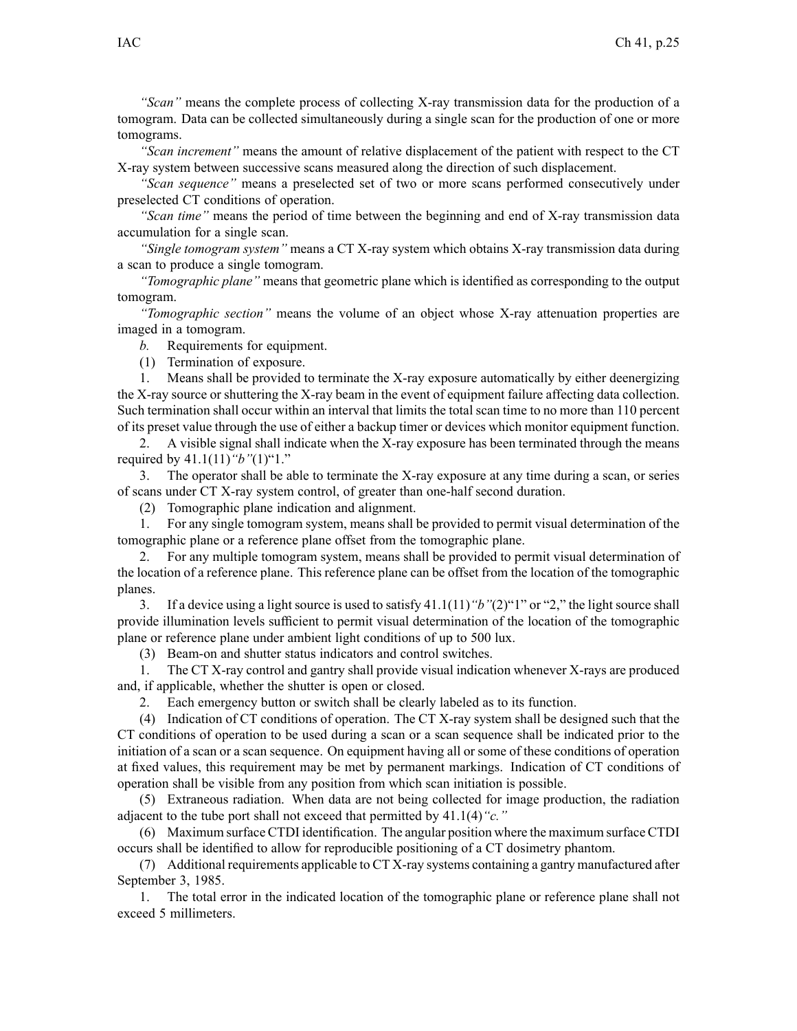*"Scan"* means the complete process of collecting X-ray transmission data for the production of a tomogram. Data can be collected simultaneously during a single scan for the production of one or more tomograms.

*"Scan increment"* means the amount of relative displacement of the patient with respect to the CT X-ray system between successive scans measured along the direction of such displacement.

*"Scan sequence"* means a preselected set of two or more scans performed consecutively under preselected CT conditions of operation.

*"Scan time"* means the period of time between the beginning and end of X-ray transmission data accumulation for a single scan.

*"Single tomogram system"* means a CT X-ray system which obtains X-ray transmission data during a scan to produce a single tomogram.

*"Tomographic plane"* means that geometric plane which is identified as corresponding to the output tomogram.

*"Tomographic section"* means the volume of an object whose X-ray attenuation properties are imaged in a tomogram.

*b.* Requirements for equipment.

(1) Termination of exposure.

1. Means shall be provided to terminate the X-ray exposure automatically by either deenergizing the X-ray source or shuttering the X-ray beam in the event of equipment failure affecting data collection. Such termination shall occur within an interval that limits the total scan time to no more than 110 percent of its preset value through the use of either a backup timer or devices which monitor equipment function.

2. A visible signal shall indicate when the X-ray exposure has been terminated through the means required by 41.1(11)*"b"*(1)"1."

3. The operator shall be able to terminate the X-ray exposure at any time during a scan, or series of scans under CT X-ray system control, of greater than one-half second duration.

(2) Tomographic plane indication and alignment.

1. For any single tomogram system, means shall be provided to permit visual determination of the tomographic plane or a reference plane offset from the tomographic plane.

2. For any multiple tomogram system, means shall be provided to permit visual determination of the location of a reference plane. This reference plane can be offset from the location of the tomographic planes.

3. If a device using a light source is used to satisfy 41.1(11)*"b"*(2)"1" or "2," the light source shall provide illumination levels sufficient to permit visual determination of the location of the tomographic plane or reference plane under ambient light conditions of up to 500 lux.

(3) Beam-on and shutter status indicators and control switches.

1. The CT X-ray control and gantry shall provide visual indication whenever X-rays are produced and, if applicable, whether the shutter is open or closed.

2. Each emergency button or switch shall be clearly labeled as to its function.

(4) Indication of CT conditions of operation. The CT X-ray system shall be designed such that the CT conditions of operation to be used during a scan or a scan sequence shall be indicated prior to the initiation of a scan or a scan sequence. On equipment having all or some of these conditions of operation at fixed values, this requirement may be met by permanent markings. Indication of CT conditions of operation shall be visible from any position from which scan initiation is possible.

(5) Extraneous radiation. When data are not being collected for image production, the radiation adjacent to the tube port shall not exceed that permitted by 41.1(4)*"c."*

(6) Maximum surface CTDI identification. The angular position where the maximum surface CTDI occurs shall be identified to allow for reproducible positioning of a CT dosimetry phantom.

(7) Additional requirements applicable to CT X-ray systems containing a gantry manufactured after September 3, 1985.

1. The total error in the indicated location of the tomographic plane or reference plane shall not exceed 5 millimeters.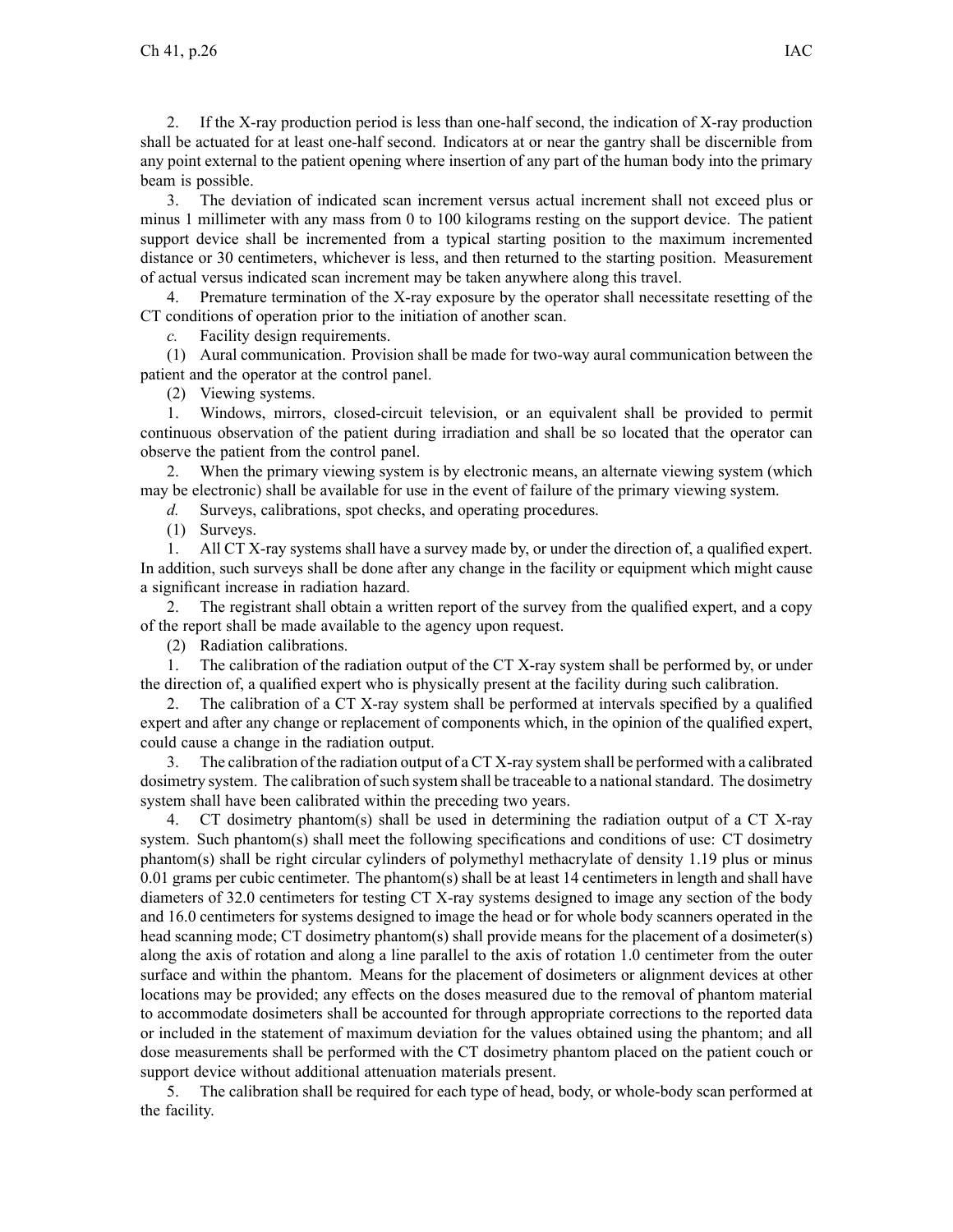2. If the X-ray production period is less than one-half second, the indication of X-ray production shall be actuated for at least one-half second. Indicators at or near the gantry shall be discernible from any point external to the patient opening where insertion of any part of the human body into the primary beam is possible.

3. The deviation of indicated scan increment versus actual increment shall not exceed plus or minus 1 millimeter with any mass from 0 to 100 kilograms resting on the support device. The patient support device shall be incremented from a typical starting position to the maximum incremented distance or 30 centimeters, whichever is less, and then returned to the starting position. Measurement of actual versus indicated scan increment may be taken anywhere along this travel.

4. Premature termination of the X-ray exposure by the operator shall necessitate resetting of the CT conditions of operation prior to the initiation of another scan.

*c.* Facility design requirements.

(1) Aural communication. Provision shall be made for two-way aural communication between the patient and the operator at the control panel.

(2) Viewing systems.

1. Windows, mirrors, closed-circuit television, or an equivalent shall be provided to permit continuous observation of the patient during irradiation and shall be so located that the operator can observe the patient from the control panel.

2. When the primary viewing system is by electronic means, an alternate viewing system (which may be electronic) shall be available for use in the event of failure of the primary viewing system.

*d.* Surveys, calibrations, spot checks, and operating procedures.

(1) Surveys.

1. All CT X-ray systems shall have a survey made by, or under the direction of, a qualified expert. In addition, such surveys shall be done after any change in the facility or equipment which might cause a significant increase in radiation hazard.

2. The registrant shall obtain a written report of the survey from the qualified expert, and a copy of the report shall be made available to the agency upon request.

(2) Radiation calibrations.

1. The calibration of the radiation output of the CT X-ray system shall be performed by, or under the direction of, a qualified expert who is physically present at the facility during such calibration.

2. The calibration of a CT X-ray system shall be performed at intervals specified by a qualified expert and after any change or replacement of components which, in the opinion of the qualified expert, could cause a change in the radiation output.

3. The calibration of the radiation output of a CT X-ray system shall be performed with a calibrated dosimetry system. The calibration of such system shall be traceable to a national standard. The dosimetry system shall have been calibrated within the preceding two years.

4. CT dosimetry phantom(s) shall be used in determining the radiation output of a CT X-ray system. Such phantom(s) shall meet the following specifications and conditions of use: CT dosimetry phantom(s) shall be right circular cylinders of polymethyl methacrylate of density 1.19 plus or minus 0.01 grams per cubic centimeter. The phantom(s) shall be at least 14 centimeters in length and shall have diameters of 32.0 centimeters for testing CT X-ray systems designed to image any section of the body and 16.0 centimeters for systems designed to image the head or for whole body scanners operated in the head scanning mode; CT dosimetry phantom(s) shall provide means for the placement of a dosimeter(s) along the axis of rotation and along a line parallel to the axis of rotation 1.0 centimeter from the outer surface and within the phantom. Means for the placement of dosimeters or alignment devices at other locations may be provided; any effects on the doses measured due to the removal of phantom material to accommodate dosimeters shall be accounted for through appropriate corrections to the reported data or included in the statement of maximum deviation for the values obtained using the phantom; and all dose measurements shall be performed with the CT dosimetry phantom placed on the patient couch or support device without additional attenuation materials present.

5. The calibration shall be required for each type of head, body, or whole-body scan performed at the facility.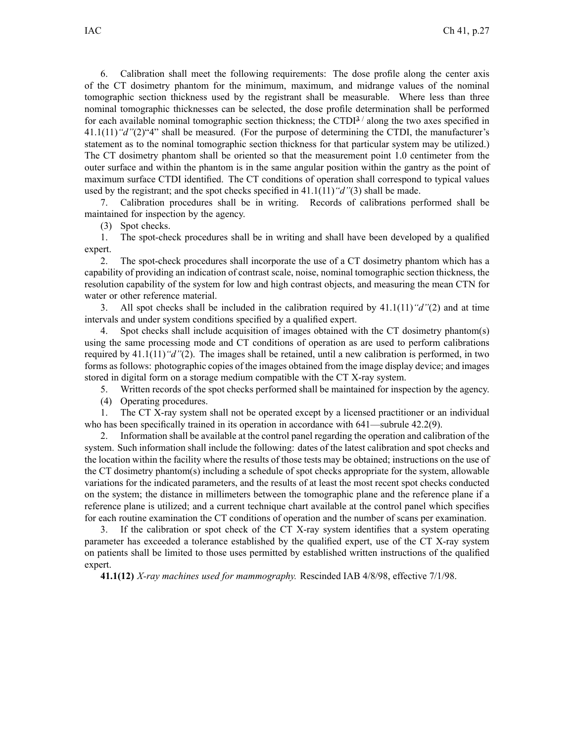6. Calibration shall meet the following requirements: The dose profile along the center axis of the CT dosimetry phantom for the minimum, maximum, and midrange values of the nominal tomographic section thickness used by the registrant shall be measurable. Where less than three nominal tomographic thicknesses can be selected, the dose profile determination shall be performed for each available nominal tomographic section thickness; the CTDI[3] along the two axes specified in 41.1(11)*"d"*(2)"4" shall be measured. (For the purpose of determining the CTDI, the manufacturer's statement as to the nominal tomographic section thickness for that particular system may be utilized.) The CT dosimetry phantom shall be oriented so that the measurement point 1.0 centimeter from the outer surface and within the phantom is in the same angular position within the gantry as the point of maximum surface CTDI identified. The CT conditions of operation shall correspond to typical values used by the registrant; and the spot checks specified in 41.1(11)*"d"*(3) shall be made.

7. Calibration procedures shall be in writing. Records of calibrations performed shall be maintained for inspection by the agency.

(3) Spot checks.

1. The spot-check procedures shall be in writing and shall have been developed by a qualified expert.

2. The spot-check procedures shall incorporate the use of a CT dosimetry phantom which has a capability of providing an indication of contrast scale, noise, nominal tomographic section thickness, the resolution capability of the system for low and high contrast objects, and measuring the mean CTN for water or other reference material.

3. All spot checks shall be included in the calibration required by 41.1(11)*"d"*(2) and at time intervals and under system conditions specified by a qualified expert.

4. Spot checks shall include acquisition of images obtained with the CT dosimetry phantom(s) using the same processing mode and CT conditions of operation as are used to perform calibrations required by 41.1(11)*"d"*(2). The images shall be retained, until a new calibration is performed, in two forms as follows: photographic copies of the images obtained from the image display device; and images stored in digital form on a storage medium compatible with the CT X-ray system.

5. Written records of the spot checks performed shall be maintained for inspection by the agency.

(4) Operating procedures.

1. The CT X-ray system shall not be operated except by a licensed practitioner or an individual who has been specifically trained in its operation in accordance with 641—subrule 42.2(9).

2. Information shall be available at the control panel regarding the operation and calibration of the system. Such information shall include the following: dates of the latest calibration and spot checks and the location within the facility where the results of those tests may be obtained; instructions on the use of the CT dosimetry phantom(s) including a schedule of spot checks appropriate for the system, allowable variations for the indicated parameters, and the results of at least the most recent spot checks conducted on the system; the distance in millimeters between the tomographic plane and the reference plane if a reference plane is utilized; and a current technique chart available at the control panel which specifies for each routine examination the CT conditions of operation and the number of scans per examination.

3. If the calibration or spot check of the CT X-ray system identifies that a system operating parameter has exceeded a tolerance established by the qualified expert, use of the CT X-ray system on patients shall be limited to those uses permitted by established written instructions of the qualified expert.

**41.1(12)** *X-ray machines used for mammography.* Rescinded IAB 4/8/98, effective 7/1/98.